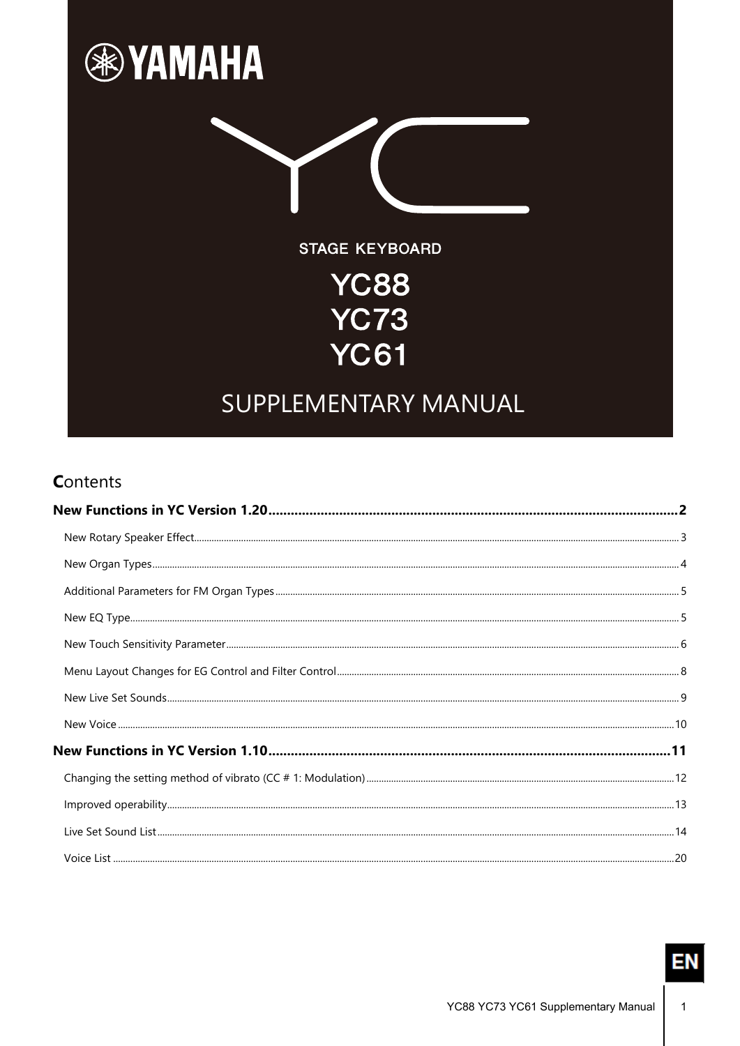YAMAHA

YC

STAGE KEYBOARD

# YC88
# YC73
# YC61

# SUPPLEMENTARY MANUAL

## Contents

**New Functions in YC Version 1.20 .......... 2**

- New Rotary Speaker Effect .......... 3
- New Organ Types .......... 4
- Additional Parameters for FM Organ Types .......... 5
- New EQ Type .......... 5
- New Touch Sensitivity Parameter .......... 6
- Menu Layout Changes for EG Control and Filter Control .......... 8
- New Live Set Sounds .......... 9
- New Voice .......... 10

**New Functions in YC Version 1.10 .......... 11**

- Changing the setting method of vibrato (CC # 1: Modulation) .......... 12
- Improved operability .......... 13
- Live Set Sound List .......... 14
- Voice List .......... 20

EN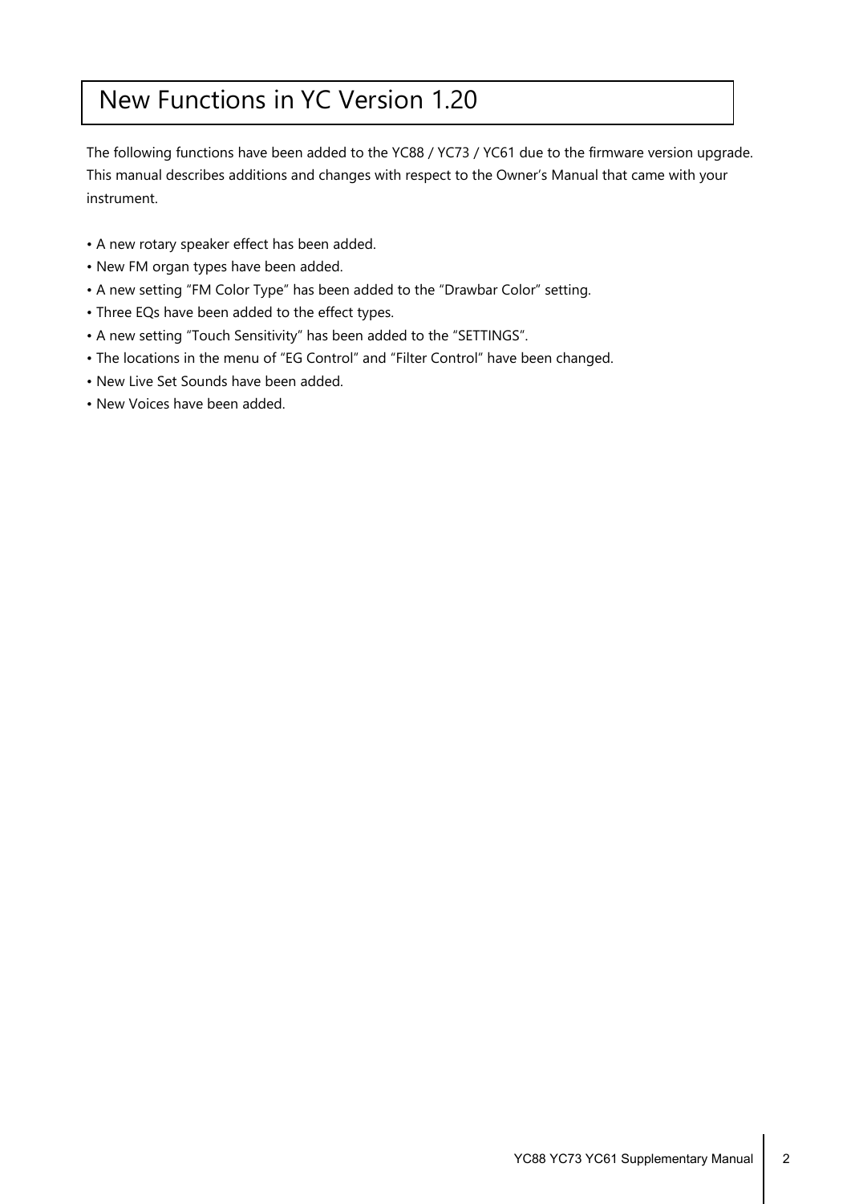# New Functions in YC Version 1.20

The following functions have been added to the YC88 / YC73 / YC61 due to the firmware version upgrade. This manual describes additions and changes with respect to the Owner's Manual that came with your instrument.

- A new rotary speaker effect has been added.
- New FM organ types have been added.
- A new setting "FM Color Type" has been added to the "Drawbar Color" setting.
- Three EQs have been added to the effect types.
- A new setting "Touch Sensitivity" has been added to the "SETTINGS".
- The locations in the menu of "EG Control" and "Filter Control" have been changed.
- New Live Set Sounds have been added.
- New Voices have been added.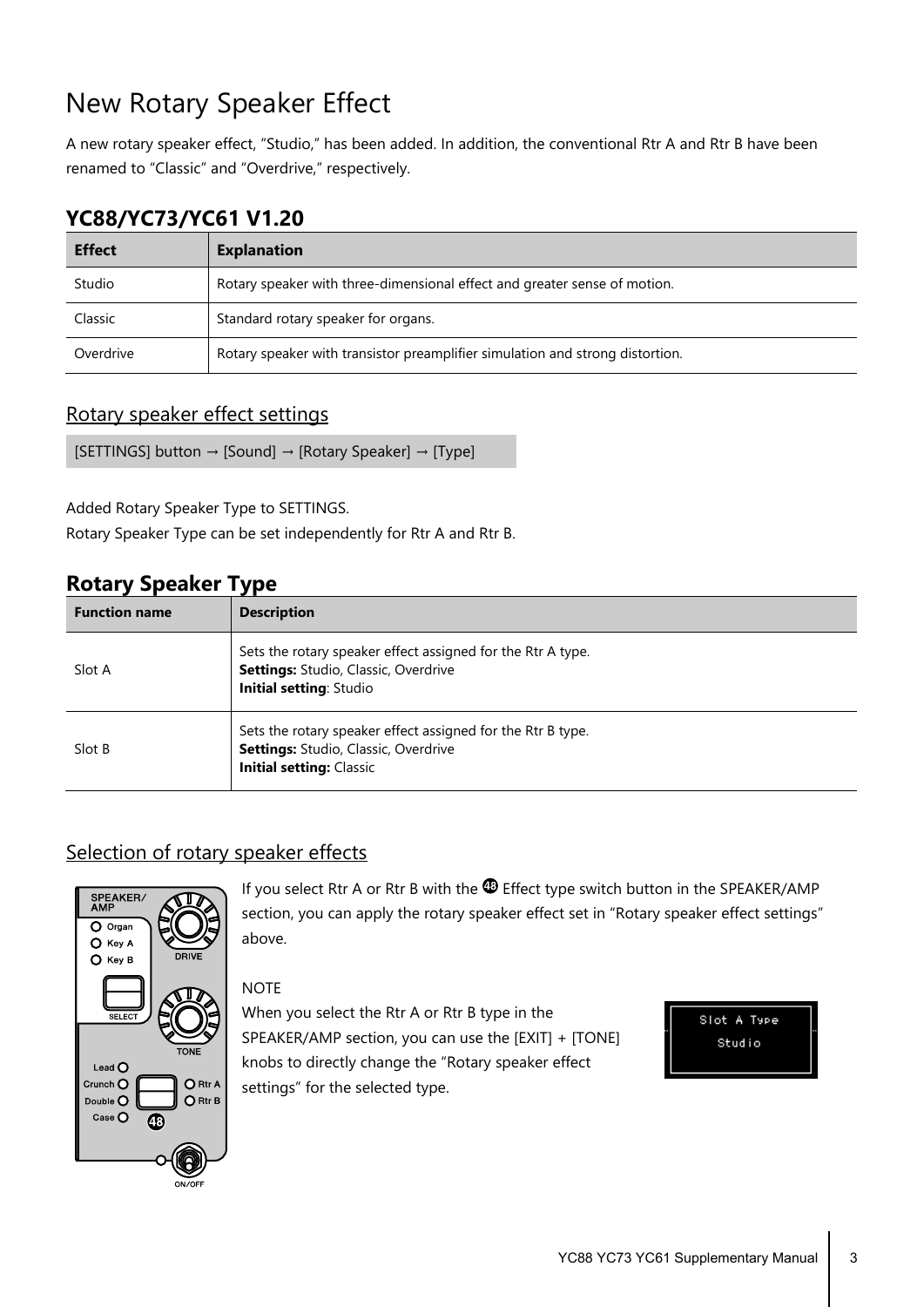# New Rotary Speaker Effect

A new rotary speaker effect, “Studio,” has been added. In addition, the conventional Rtr A and Rtr B have been renamed to “Classic” and “Overdrive,” respectively.

## YC88/YC73/YC61 V1.20

| Effect | Explanation |
|---|---|
| Studio | Rotary speaker with three-dimensional effect and greater sense of motion. |
| Classic | Standard rotary speaker for organs. |
| Overdrive | Rotary speaker with transistor preamplifier simulation and strong distortion. |

### Rotary speaker effect settings

[SETTINGS] button → [Sound] → [Rotary Speaker] → [Type]

Added Rotary Speaker Type to SETTINGS.
Rotary Speaker Type can be set independently for Rtr A and Rtr B.

## Rotary Speaker Type

| Function name | Description |
|---|---|
| Slot A | Sets the rotary speaker effect assigned for the Rtr A type.<br>**Settings:** Studio, Classic, Overdrive<br>**Initial setting**: Studio |
| Slot B | Sets the rotary speaker effect assigned for the Rtr B type.<br>**Settings:** Studio, Classic, Overdrive<br>**Initial setting:** Classic |

### Selection of rotary speaker effects

If you select Rtr A or Rtr B with the ㊽ Effect type switch button in the SPEAKER/AMP section, you can apply the rotary speaker effect set in “Rotary speaker effect settings” above.

NOTE
When you select the Rtr A or Rtr B type in the SPEAKER/AMP section, you can use the [EXIT] + [TONE] knobs to directly change the “Rotary speaker effect settings” for the selected type.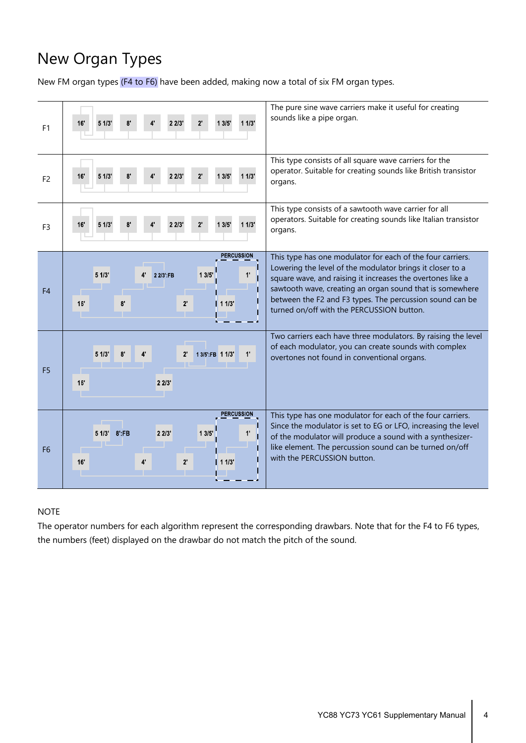# New Organ Types

New FM organ types (F4 to F6) have been added, making now a total of six FM organ types.

| Type | Algorithm | Description |
|---|---|---|
| F1 | 16' 5 1/3' 8' 4' 2 2/3' 2' 1 3/5' 1 1/3' | The pure sine wave carriers make it useful for creating sounds like a pipe organ. |
| F2 | 16' 5 1/3' 8' 4' 2 2/3' 2' 1 3/5' 1 1/3' | This type consists of all square wave carriers for the operator. Suitable for creating sounds like British transistor organs. |
| F3 | 16' 5 1/3' 8' 4' 2 2/3' 2' 1 3/5' 1 1/3' | This type consists of a sawtooth wave carrier for all operators. Suitable for creating sounds like Italian transistor organs. |
| F4 | PERCUSSION<br>5 1/3' 4' 2 2/3':FB 1 3/5' 1'<br>16' 8' 2' 1 1/3' | This type has one modulator for each of the four carriers. Lowering the level of the modulator brings it closer to a square wave, and raising it increases the overtones like a sawtooth wave, creating an organ sound that is somewhere between the F2 and F3 types. The percussion sound can be turned on/off with the PERCUSSION button. |
| F5 | 5 1/3' 8' 4' 2' 1 3/5':FB 1 1/3' 1'<br>16' 2 2/3' | Two carriers each have three modulators. By raising the level of each modulator, you can create sounds with complex overtones not found in conventional organs. |
| F6 | PERCUSSION<br>5 1/3' 8':FB 2 2/3' 1 3/5' 1'<br>16' 4' 2' 1 1/3' | This type has one modulator for each of the four carriers. Since the modulator is set to EG or LFO, increasing the level of the modulator will produce a sound with a synthesizer-like element. The percussion sound can be turned on/off with the PERCUSSION button. |

NOTE

The operator numbers for each algorithm represent the corresponding drawbars. Note that for the F4 to F6 types, the numbers (feet) displayed on the drawbar do not match the pitch of the sound.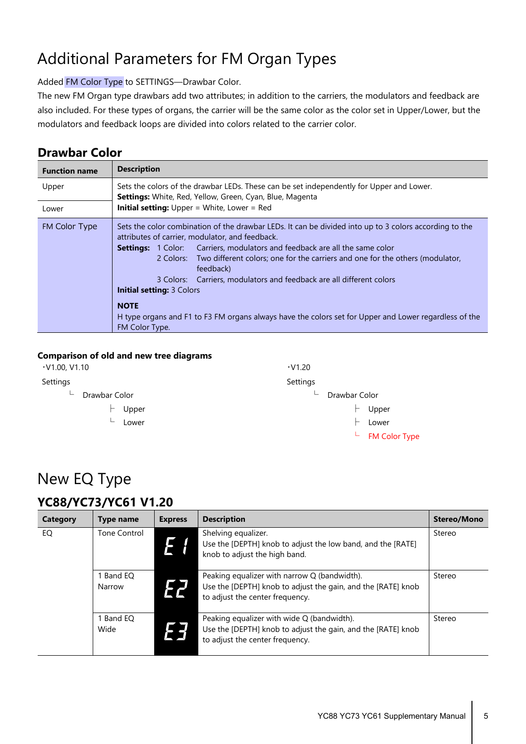# Additional Parameters for FM Organ Types

Added FM Color Type to SETTINGS—Drawbar Color.

The new FM Organ type drawbars add two attributes; in addition to the carriers, the modulators and feedback are also included. For these types of organs, the carrier will be the same color as the color set in Upper/Lower, but the modulators and feedback loops are divided into colors related to the carrier color.

## Drawbar Color

| Function name | Description |
|---|---|
| Upper | Sets the colors of the drawbar LEDs. These can be set independently for Upper and Lower. **Settings:** White, Red, Yellow, Green, Cyan, Blue, Magenta |
| Lower | **Initial setting:** Upper = White, Lower = Red |
| FM Color Type | Sets the color combination of the drawbar LEDs. It can be divided into up to 3 colors according to the attributes of carrier, modulator, and feedback.<br>**Settings:** 1 Color: Carriers, modulators and feedback are all the same color<br>2 Colors: Two different colors; one for the carriers and one for the others (modulator, feedback)<br>3 Colors: Carriers, modulators and feedback are all different colors<br>**Initial setting:** 3 Colors<br><br>**NOTE**<br>H type organs and F1 to F3 FM organs always have the colors set for Upper and Lower regardless of the FM Color Type. |

**Comparison of old and new tree diagrams**

・V1.00, V1.10

```
Settings
└ Drawbar Color
    ├ Upper
    └ Lower
```

・V1.20

```
Settings
└ Drawbar Color
    ├ Upper
    ├ Lower
    └ FM Color Type
```

# New EQ Type

## YC88/YC73/YC61 V1.20

| Category | Type name | Express | Description | Stereo/Mono |
|---|---|---|---|---|
| EQ | Tone Control | E1 | Shelving equalizer.<br>Use the [DEPTH] knob to adjust the low band, and the [RATE] knob to adjust the high band. | Stereo |
| | 1 Band EQ Narrow | E2 | Peaking equalizer with narrow Q (bandwidth).<br>Use the [DEPTH] knob to adjust the gain, and the [RATE] knob to adjust the center frequency. | Stereo |
| | 1 Band EQ Wide | E3 | Peaking equalizer with wide Q (bandwidth).<br>Use the [DEPTH] knob to adjust the gain, and the [RATE] knob to adjust the center frequency. | Stereo |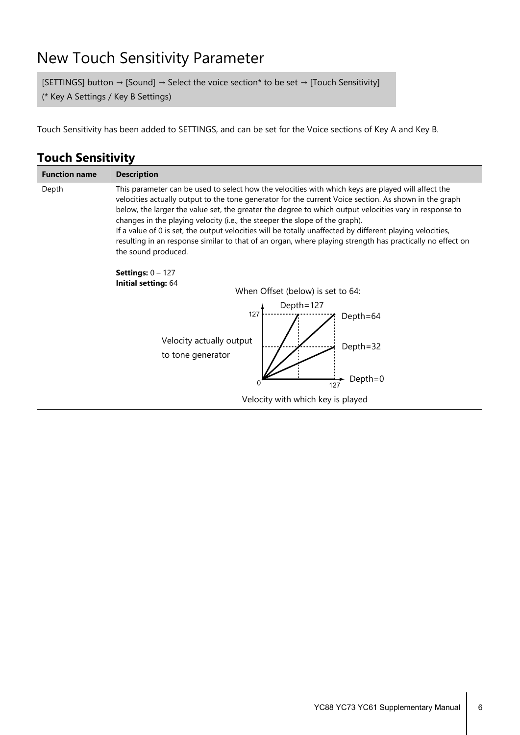# New Touch Sensitivity Parameter

[SETTINGS] button → [Sound] → Select the voice section* to be set → [Touch Sensitivity]
(* Key A Settings / Key B Settings)

Touch Sensitivity has been added to SETTINGS, and can be set for the Voice sections of Key A and Key B.

## Touch Sensitivity

| Function name | Description |
|---|---|
| Depth | This parameter can be used to select how the velocities with which keys are played will affect the velocities actually output to the tone generator for the current Voice section. As shown in the graph below, the larger the value set, the greater the degree to which output velocities vary in response to changes in the playing velocity (i.e., the steeper the slope of the graph).<br>If a value of 0 is set, the output velocities will be totally unaffected by different playing velocities, resulting in an response similar to that of an organ, where playing strength has practically no effect on the sound produced.<br><br>**Settings:** 0 – 127<br>**Initial setting:** 64<br><br>When Offset (below) is set to 64:<br>Depth=127, Depth=64, Depth=32, Depth=0<br>Velocity actually output to tone generator (0 – 127)<br>Velocity with which key is played (0 – 127) |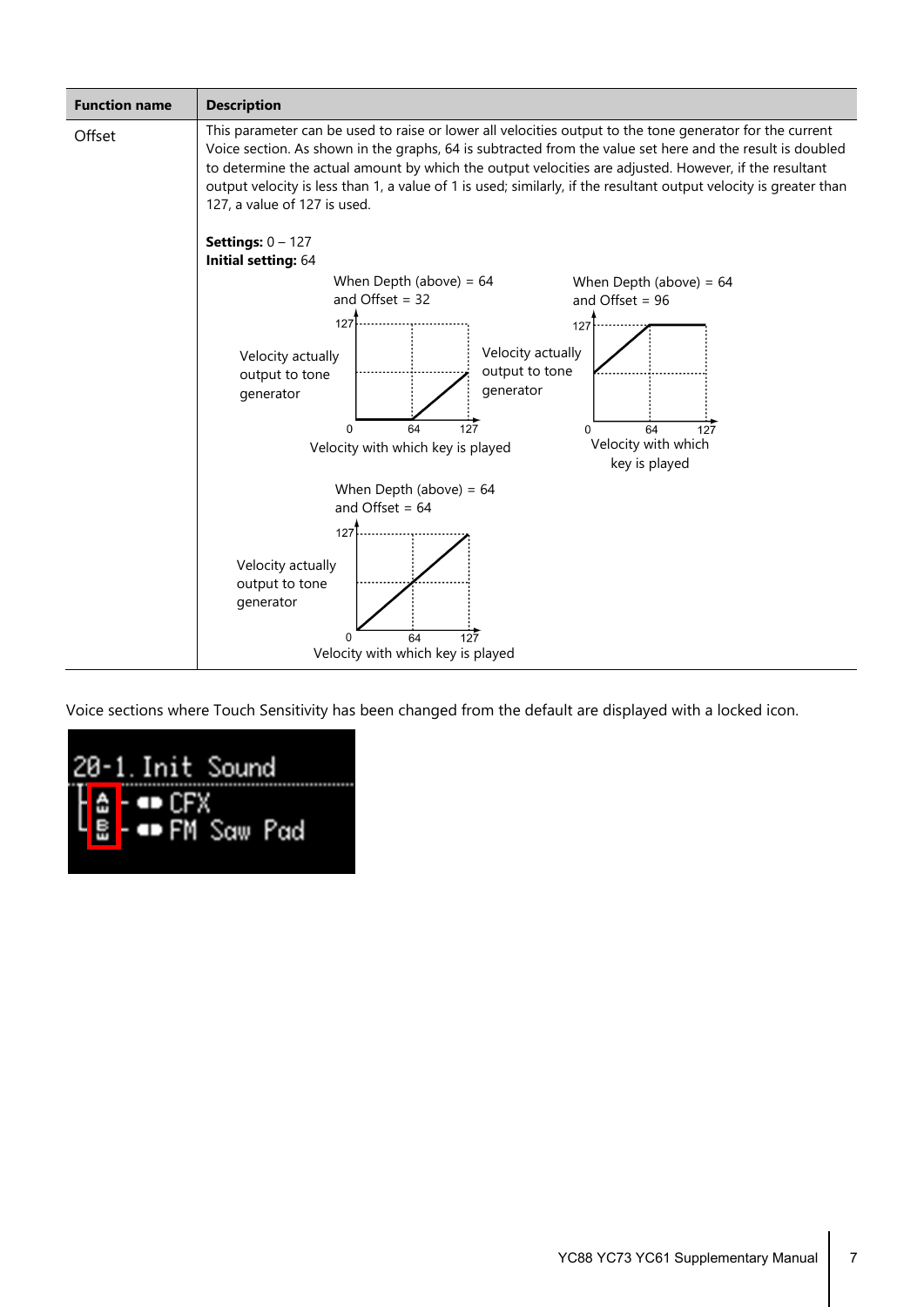| Function name | Description |
|---|---|
| Offset | This parameter can be used to raise or lower all velocities output to the tone generator for the current Voice section. As shown in the graphs, 64 is subtracted from the value set here and the result is doubled to determine the actual amount by which the output velocities are adjusted. However, if the resultant output velocity is less than 1, a value of 1 is used; similarly, if the resultant output velocity is greater than 127, a value of 127 is used.<br><br>**Settings:** 0 – 127<br>**Initial setting:** 64<br><br>When Depth (above) = 64 and Offset = 32<br>When Depth (above) = 64 and Offset = 96<br>When Depth (above) = 64 and Offset = 64<br>Velocity actually output to tone generator<br>Velocity with which key is played |

Voice sections where Touch Sensitivity has been changed from the default are displayed with a locked icon.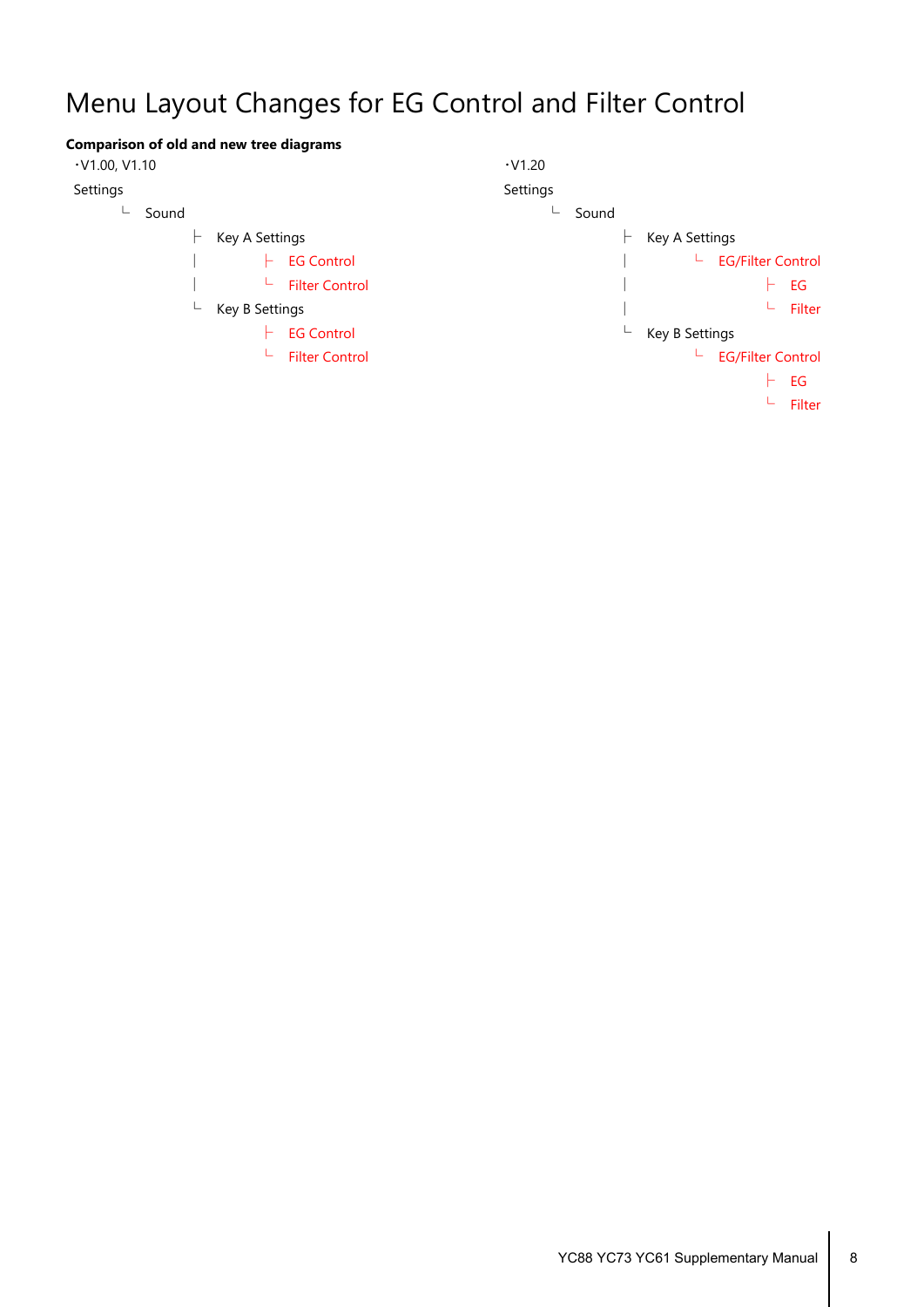# Menu Layout Changes for EG Control and Filter Control

**Comparison of old and new tree diagrams**

・V1.00, V1.10

```
Settings
  └ Sound
      ├ Key A Settings
      │   ├ EG Control
      │   └ Filter Control
      └ Key B Settings
          ├ EG Control
          └ Filter Control
```

・V1.20

```
Settings
  └ Sound
      ├ Key A Settings
      │   └ EG/Filter Control
      │       ├ EG
      │       └ Filter
      └ Key B Settings
          └ EG/Filter Control
              ├ EG
              └ Filter
```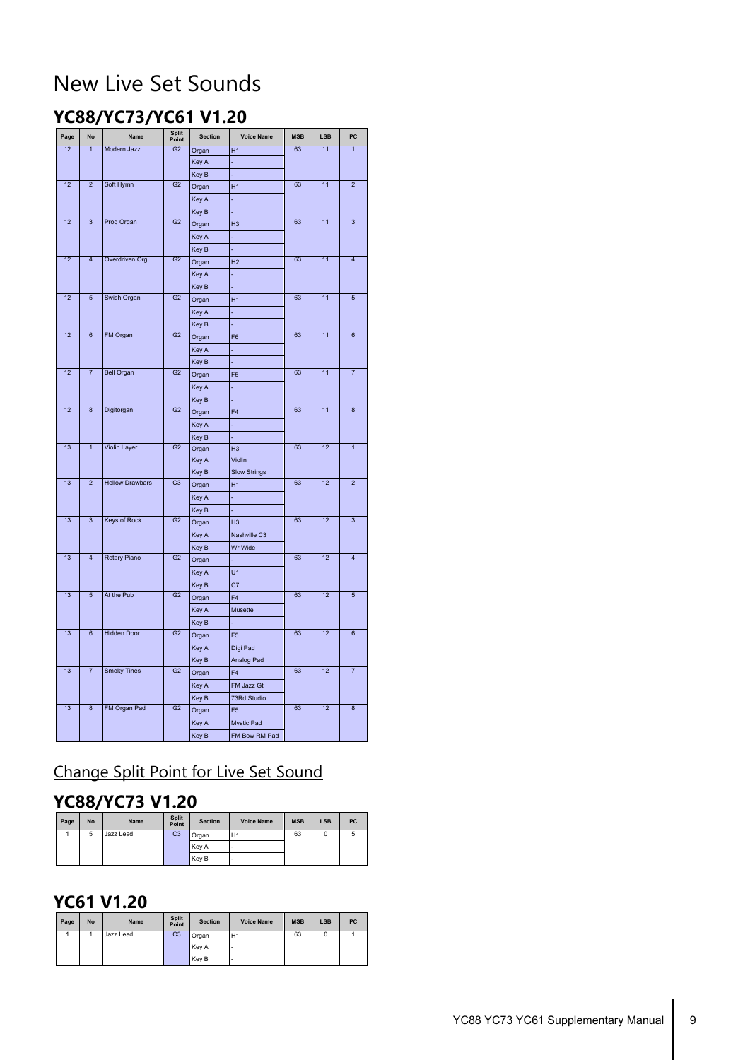# New Live Set Sounds

## YC88/YC73/YC61 V1.20

| Page | No | Name | Split Point | Section | Voice Name | MSB | LSB | PC |
|---|---|---|---|---|---|---|---|---|
| 12 | 1 | Modern Jazz | G2 | Organ | H1 | 63 | 11 | 1 |
| | | | | Key A | - | | | |
| | | | | Key B | - | | | |
| 12 | 2 | Soft Hymn | G2 | Organ | H1 | 63 | 11 | 2 |
| | | | | Key A | - | | | |
| | | | | Key B | - | | | |
| 12 | 3 | Prog Organ | G2 | Organ | H3 | 63 | 11 | 3 |
| | | | | Key A | - | | | |
| | | | | Key B | - | | | |
| 12 | 4 | Overdriven Org | G2 | Organ | H2 | 63 | 11 | 4 |
| | | | | Key A | - | | | |
| | | | | Key B | - | | | |
| 12 | 5 | Swish Organ | G2 | Organ | H1 | 63 | 11 | 5 |
| | | | | Key A | - | | | |
| | | | | Key B | - | | | |
| 12 | 6 | FM Organ | G2 | Organ | F6 | 63 | 11 | 6 |
| | | | | Key A | - | | | |
| | | | | Key B | - | | | |
| 12 | 7 | Bell Organ | G2 | Organ | F5 | 63 | 11 | 7 |
| | | | | Key A | - | | | |
| | | | | Key B | - | | | |
| 12 | 8 | Digitorgan | G2 | Organ | F4 | 63 | 11 | 8 |
| | | | | Key A | - | | | |
| | | | | Key B | - | | | |
| 13 | 1 | Violin Layer | G2 | Organ | H3 | 63 | 12 | 1 |
| | | | | Key A | Violin | | | |
| | | | | Key B | Slow Strings | | | |
| 13 | 2 | Hollow Drawbars | C3 | Organ | H1 | 63 | 12 | 2 |
| | | | | Key A | - | | | |
| | | | | Key B | - | | | |
| 13 | 3 | Keys of Rock | G2 | Organ | H3 | 63 | 12 | 3 |
| | | | | Key A | Nashville C3 | | | |
| | | | | Key B | Wr Wide | | | |
| 13 | 4 | Rotary Piano | G2 | Organ | - | 63 | 12 | 4 |
| | | | | Key A | U1 | | | |
| | | | | Key B | C7 | | | |
| 13 | 5 | At the Pub | G2 | Organ | F4 | 63 | 12 | 5 |
| | | | | Key A | Musette | | | |
| | | | | Key B | - | | | |
| 13 | 6 | Hidden Door | G2 | Organ | F5 | 63 | 12 | 6 |
| | | | | Key A | Digi Pad | | | |
| | | | | Key B | Analog Pad | | | |
| 13 | 7 | Smoky Tines | G2 | Organ | F4 | 63 | 12 | 7 |
| | | | | Key A | FM Jazz Gt | | | |
| | | | | Key B | 73Rd Studio | | | |
| 13 | 8 | FM Organ Pad | G2 | Organ | F5 | 63 | 12 | 8 |
| | | | | Key A | Mystic Pad | | | |
| | | | | Key B | FM Bow RM Pad | | | |

### Change Split Point for Live Set Sound

## YC88/YC73 V1.20

| Page | No | Name | Split Point | Section | Voice Name | MSB | LSB | PC |
|---|---|---|---|---|---|---|---|---|
| 1 | 5 | Jazz Lead | C3 | Organ | H1 | 63 | 0 | 5 |
| | | | | Key A | - | | | |
| | | | | Key B | - | | | |

## YC61 V1.20

| Page | No | Name | Split Point | Section | Voice Name | MSB | LSB | PC |
|---|---|---|---|---|---|---|---|---|
| 1 | 1 | Jazz Lead | C3 | Organ | H1 | 63 | 0 | 1 |
| | | | | Key A | - | | | |
| | | | | Key B | - | | | |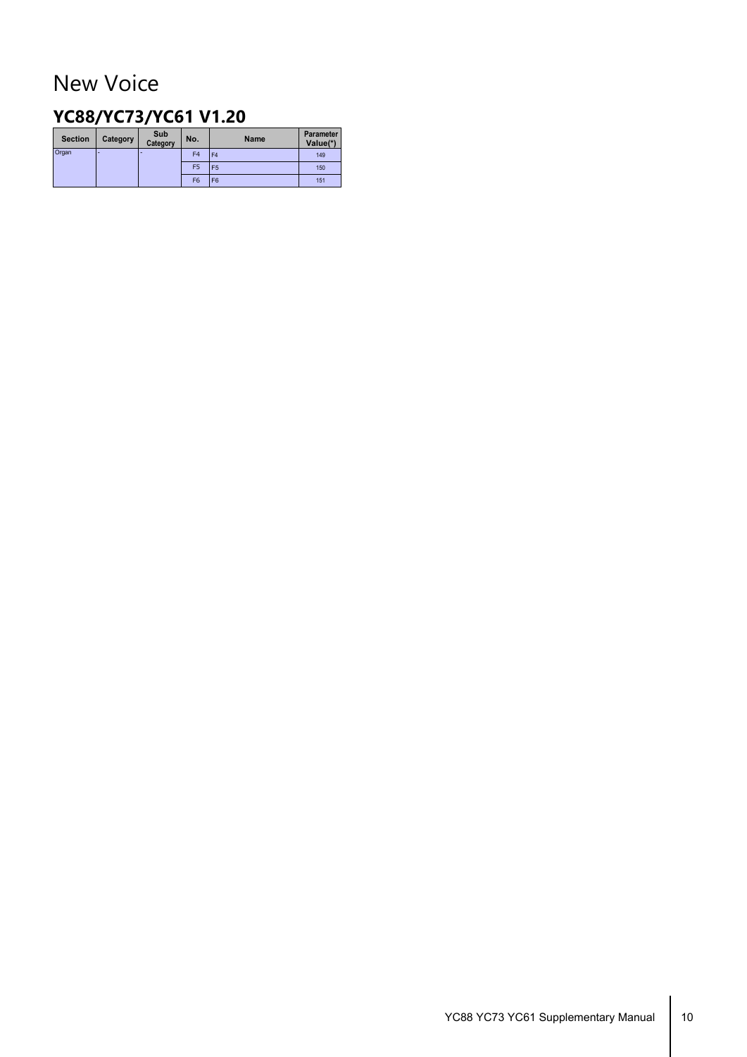# New Voice

## YC88/YC73/YC61 V1.20

| Section | Category | Sub Category | No. | Name | Parameter Value(*) |
|---|---|---|---|---|---|
| Organ | - | - | F4 | F4 | 149 |
| | | | F5 | F5 | 150 |
| | | | F6 | F6 | 151 |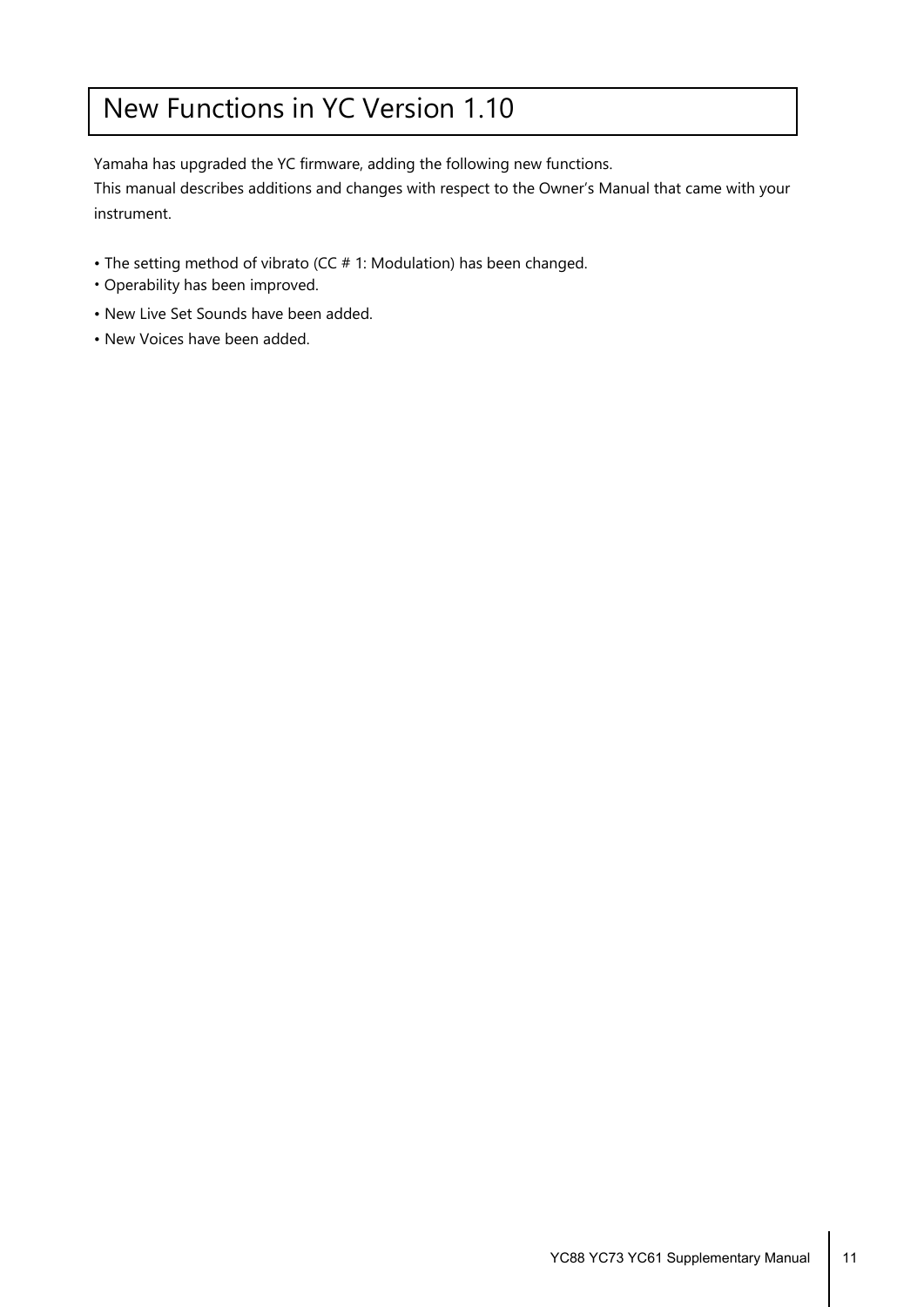# New Functions in YC Version 1.10

Yamaha has upgraded the YC firmware, adding the following new functions.
This manual describes additions and changes with respect to the Owner's Manual that came with your instrument.

- The setting method of vibrato (CC # 1: Modulation) has been changed.
- Operability has been improved.
- New Live Set Sounds have been added.
- New Voices have been added.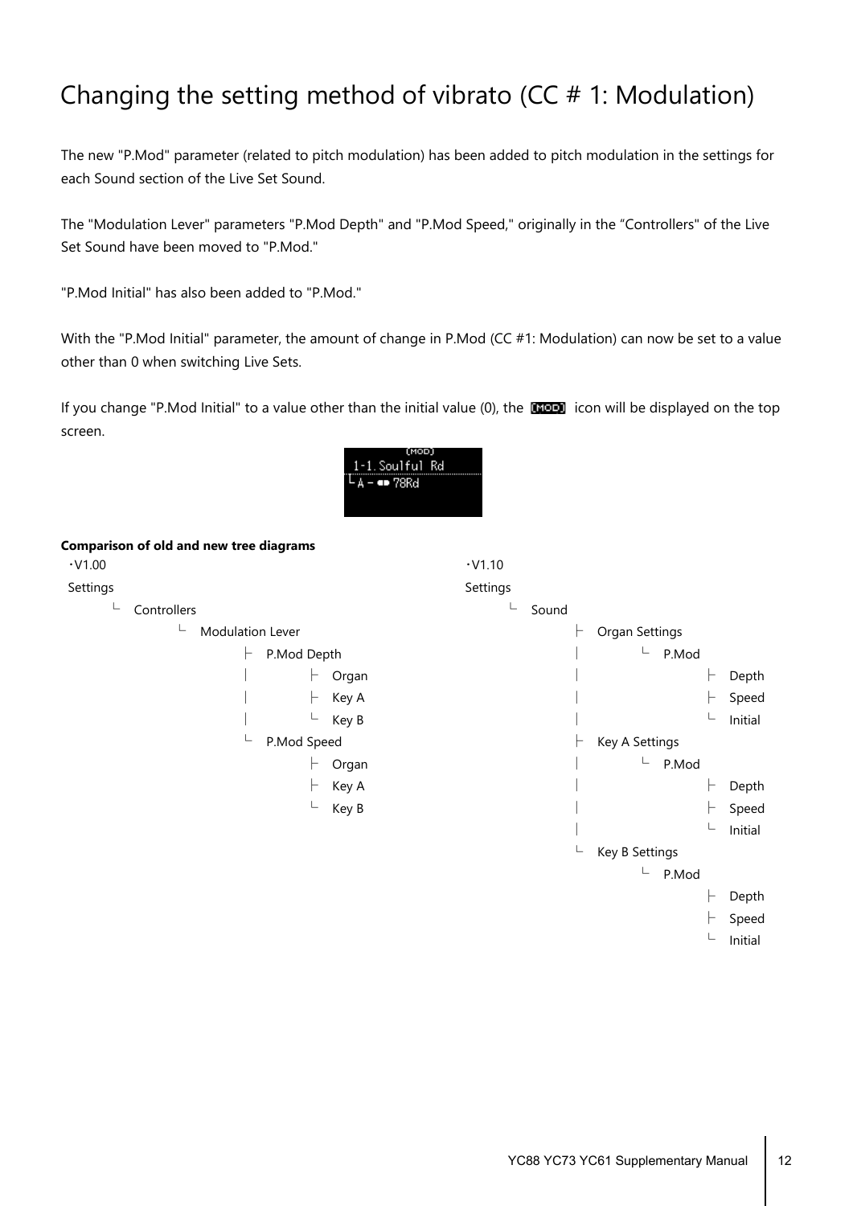# Changing the setting method of vibrato (CC # 1: Modulation)

The new "P.Mod" parameter (related to pitch modulation) has been added to pitch modulation in the settings for each Sound section of the Live Set Sound.

The "Modulation Lever" parameters "P.Mod Depth" and "P.Mod Speed," originally in the "Controllers" of the Live Set Sound have been moved to "P.Mod."

"P.Mod Initial" has also been added to "P.Mod."

With the "P.Mod Initial" parameter, the amount of change in P.Mod (CC #1: Modulation) can now be set to a value other than 0 when switching Live Sets.

If you change "P.Mod Initial" to a value other than the initial value (0), the [MOD] icon will be displayed on the top screen.

```
      [MOD]
1-1.Soulful Rd
└A - ●● 78Rd
```

**Comparison of old and new tree diagrams**

・V1.00

```
Settings
  └ Controllers
      └ Modulation Lever
          ├ P.Mod Depth
          │   ├ Organ
          │   ├ Key A
          │   └ Key B
          └ P.Mod Speed
              ├ Organ
              ├ Key A
              └ Key B
```

・V1.10

```
Settings
  └ Sound
      ├ Organ Settings
      │   └ P.Mod
      │       ├ Depth
      │       ├ Speed
      │       └ Initial
      ├ Key A Settings
      │   └ P.Mod
      │       ├ Depth
      │       ├ Speed
      │       └ Initial
      └ Key B Settings
          └ P.Mod
              ├ Depth
              ├ Speed
              └ Initial
```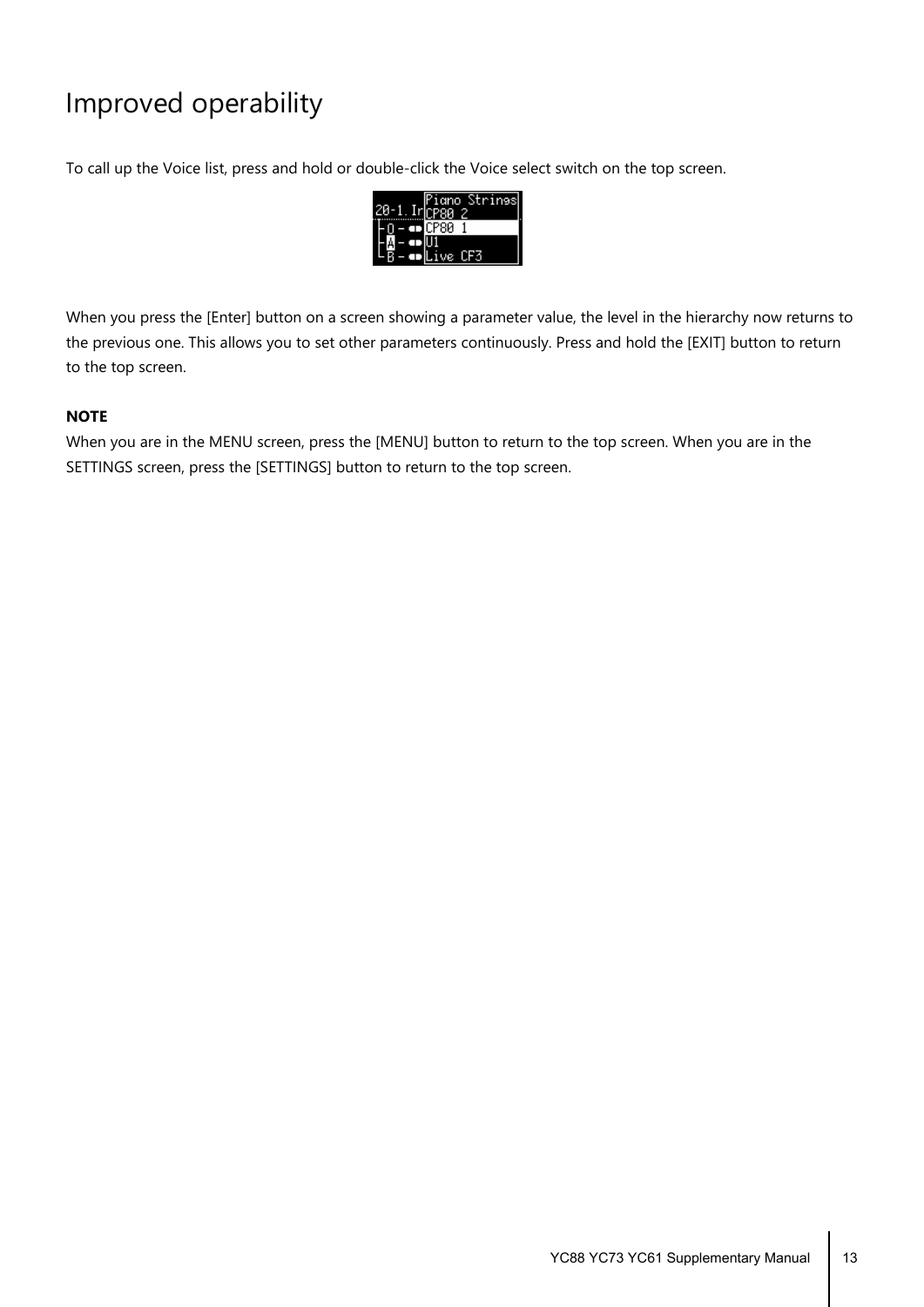# Improved operability

To call up the Voice list, press and hold or double-click the Voice select switch on the top screen.

When you press the [Enter] button on a screen showing a parameter value, the level in the hierarchy now returns to the previous one. This allows you to set other parameters continuously. Press and hold the [EXIT] button to return to the top screen.

**NOTE**

When you are in the MENU screen, press the [MENU] button to return to the top screen. When you are in the SETTINGS screen, press the [SETTINGS] button to return to the top screen.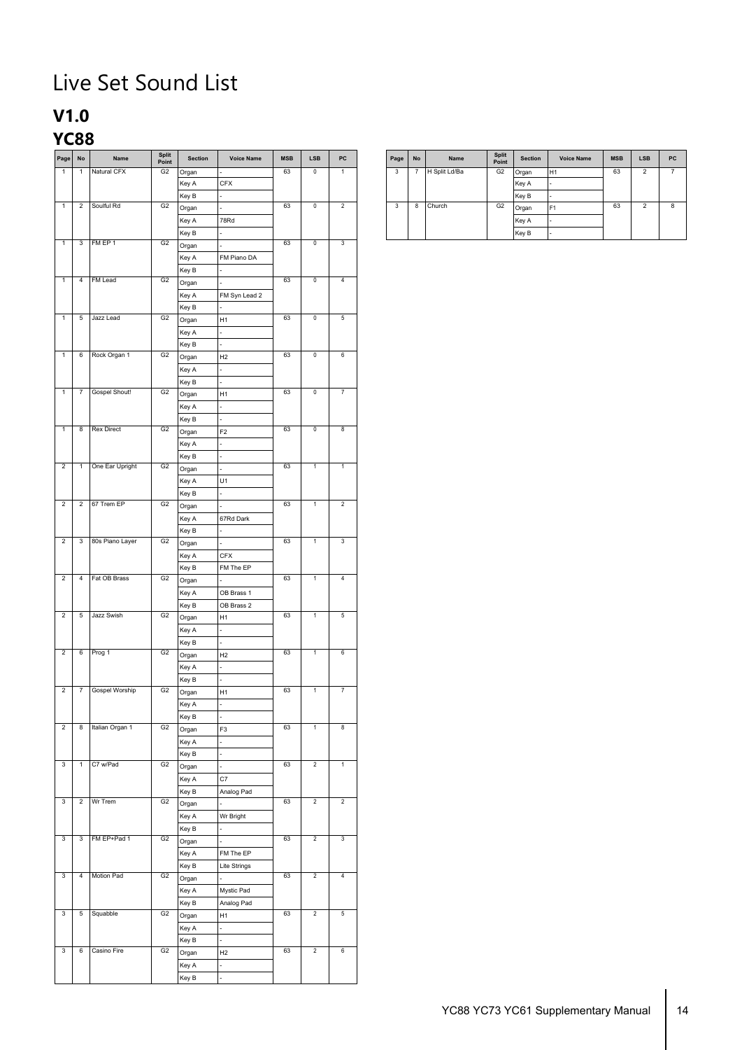# Live Set Sound List

## V1.0

## YC88

| Page | No | Name | Split Point | Section | Voice Name | MSB | LSB | PC |
|---|---|---|---|---|---|---|---|---|
| 1 | 1 | Natural CFX | G2 | Organ | - | 63 | 0 | 1 |
| | | | | Key A | CFX | | | |
| | | | | Key B | - | | | |
| 1 | 2 | Soulful Rd | G2 | Organ | - | 63 | 0 | 2 |
| | | | | Key A | 78Rd | | | |
| | | | | Key B | - | | | |
| 1 | 3 | FM EP 1 | G2 | Organ | - | 63 | 0 | 3 |
| | | | | Key A | FM Piano DA | | | |
| | | | | Key B | - | | | |
| 1 | 4 | FM Lead | G2 | Organ | - | 63 | 0 | 4 |
| | | | | Key A | FM Syn Lead 2 | | | |
| | | | | Key B | - | | | |
| 1 | 5 | Jazz Lead | G2 | Organ | H1 | 63 | 0 | 5 |
| | | | | Key A | - | | | |
| | | | | Key B | - | | | |
| 1 | 6 | Rock Organ 1 | G2 | Organ | H2 | 63 | 0 | 6 |
| | | | | Key A | - | | | |
| | | | | Key B | - | | | |
| 1 | 7 | Gospel Shout! | G2 | Organ | H1 | 63 | 0 | 7 |
| | | | | Key A | - | | | |
| | | | | Key B | - | | | |
| 1 | 8 | Rex Direct | G2 | Organ | F2 | 63 | 0 | 8 |
| | | | | Key A | - | | | |
| | | | | Key B | - | | | |
| 2 | 1 | One Ear Upright | G2 | Organ | - | 63 | 1 | 1 |
| | | | | Key A | U1 | | | |
| | | | | Key B | - | | | |
| 2 | 2 | 67 Trem EP | G2 | Organ | - | 63 | 1 | 2 |
| | | | | Key A | 67Rd Dark | | | |
| | | | | Key B | - | | | |
| 2 | 3 | 80s Piano Layer | G2 | Organ | - | 63 | 1 | 3 |
| | | | | Key A | CFX | | | |
| | | | | Key B | FM The EP | | | |
| 2 | 4 | Fat OB Brass | G2 | Organ | - | 63 | 1 | 4 |
| | | | | Key A | OB Brass 1 | | | |
| | | | | Key B | OB Brass 2 | | | |
| 2 | 5 | Jazz Swish | G2 | Organ | H1 | 63 | 1 | 5 |
| | | | | Key A | - | | | |
| | | | | Key B | - | | | |
| 2 | 6 | Prog 1 | G2 | Organ | H2 | 63 | 1 | 6 |
| | | | | Key A | - | | | |
| | | | | Key B | - | | | |
| 2 | 7 | Gospel Worship | G2 | Organ | H1 | 63 | 1 | 7 |
| | | | | Key A | - | | | |
| | | | | Key B | - | | | |
| 2 | 8 | Italian Organ 1 | G2 | Organ | F3 | 63 | 1 | 8 |
| | | | | Key A | - | | | |
| | | | | Key B | - | | | |
| 3 | 1 | C7 w/Pad | G2 | Organ | - | 63 | 2 | 1 |
| | | | | Key A | C7 | | | |
| | | | | Key B | Analog Pad | | | |
| 3 | 2 | Wr Trem | G2 | Organ | - | 63 | 2 | 2 |
| | | | | Key A | Wr Bright | | | |
| | | | | Key B | - | | | |
| 3 | 3 | FM EP+Pad 1 | G2 | Organ | - | 63 | 2 | 3 |
| | | | | Key A | FM The EP | | | |
| | | | | Key B | Lite Strings | | | |
| 3 | 4 | Motion Pad | G2 | Organ | - | 63 | 2 | 4 |
| | | | | Key A | Mystic Pad | | | |
| | | | | Key B | Analog Pad | | | |
| 3 | 5 | Squabble | G2 | Organ | H1 | 63 | 2 | 5 |
| | | | | Key A | - | | | |
| | | | | Key B | - | | | |
| 3 | 6 | Casino Fire | G2 | Organ | H2 | 63 | 2 | 6 |
| | | | | Key A | - | | | |
| | | | | Key B | - | | | |
| 3 | 7 | H Split Ld/Ba | G2 | Organ | H1 | 63 | 2 | 7 |
| | | | | Key A | - | | | |
| | | | | Key B | - | | | |
| 3 | 8 | Church | G2 | Organ | F1 | 63 | 2 | 8 |
| | | | | Key A | - | | | |
| | | | | Key B | - | | | |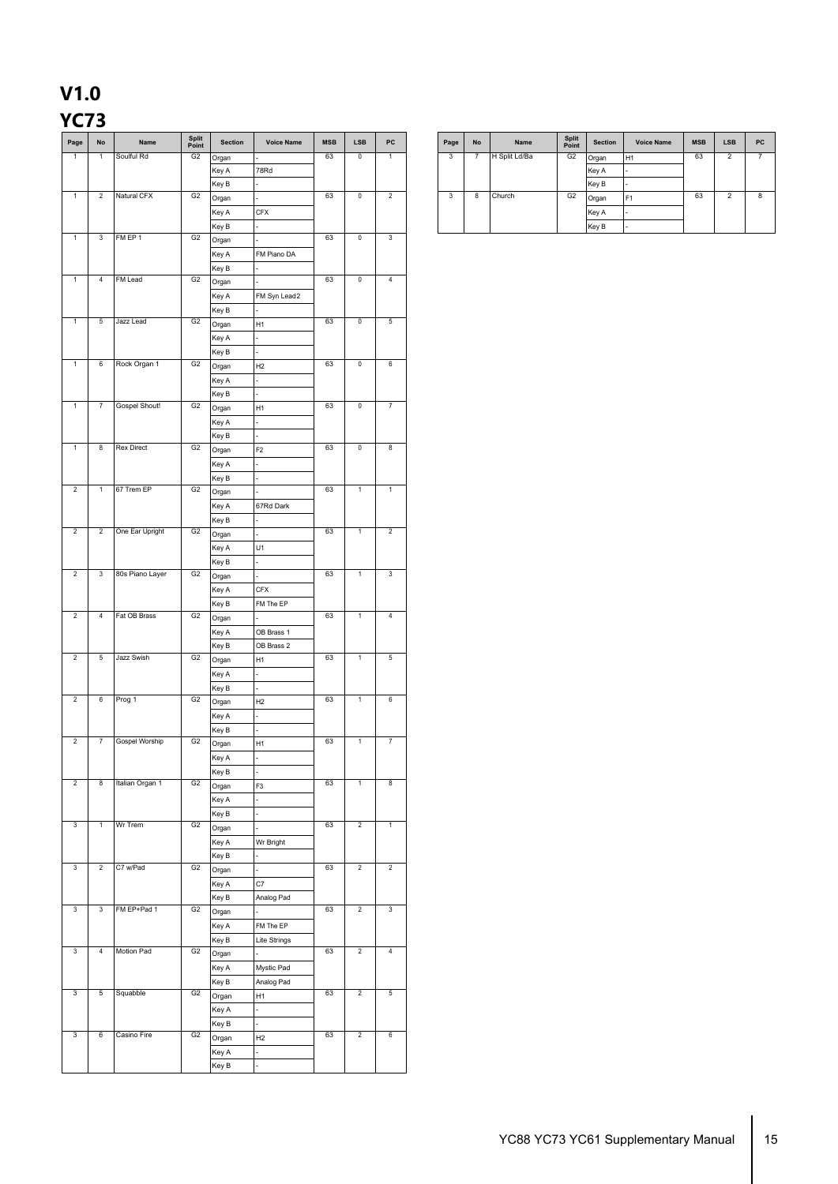# V1.0

## YC73

| Page | No | Name | Split Point | Section | Voice Name | MSB | LSB | PC |
|---|---|---|---|---|---|---|---|---|
| 1 | 1 | Soulful Rd | G2 | Organ | - | 63 | 0 | 1 |
| | | | | Key A | 78Rd | | | |
| | | | | Key B | - | | | |
| 1 | 2 | Natural CFX | G2 | Organ | - | 63 | 0 | 2 |
| | | | | Key A | CFX | | | |
| | | | | Key B | - | | | |
| 1 | 3 | FM EP 1 | G2 | Organ | - | 63 | 0 | 3 |
| | | | | Key A | FM Piano DA | | | |
| | | | | Key B | - | | | |
| 1 | 4 | FM Lead | G2 | Organ | - | 63 | 0 | 4 |
| | | | | Key A | FM Syn Lead2 | | | |
| | | | | Key B | - | | | |
| 1 | 5 | Jazz Lead | G2 | Organ | H1 | 63 | 0 | 5 |
| | | | | Key A | - | | | |
| | | | | Key B | - | | | |
| 1 | 6 | Rock Organ 1 | G2 | Organ | H2 | 63 | 0 | 6 |
| | | | | Key A | - | | | |
| | | | | Key B | - | | | |
| 1 | 7 | Gospel Shout! | G2 | Organ | H1 | 63 | 0 | 7 |
| | | | | Key A | - | | | |
| | | | | Key B | - | | | |
| 1 | 8 | Rex Direct | G2 | Organ | F2 | 63 | 0 | 8 |
| | | | | Key A | - | | | |
| | | | | Key B | - | | | |
| 2 | 1 | 67 Trem EP | G2 | Organ | - | 63 | 1 | 1 |
| | | | | Key A | 67Rd Dark | | | |
| | | | | Key B | - | | | |
| 2 | 2 | One Ear Upright | G2 | Organ | - | 63 | 1 | 2 |
| | | | | Key A | U1 | | | |
| | | | | Key B | - | | | |
| 2 | 3 | 80s Piano Layer | G2 | Organ | - | 63 | 1 | 3 |
| | | | | Key A | CFX | | | |
| | | | | Key B | FM The EP | | | |
| 2 | 4 | Fat OB Brass | G2 | Organ | - | 63 | 1 | 4 |
| | | | | Key A | OB Brass 1 | | | |
| | | | | Key B | OB Brass 2 | | | |
| 2 | 5 | Jazz Swish | G2 | Organ | H1 | 63 | 1 | 5 |
| | | | | Key A | - | | | |
| | | | | Key B | - | | | |
| 2 | 6 | Prog 1 | G2 | Organ | H2 | 63 | 1 | 6 |
| | | | | Key A | - | | | |
| | | | | Key B | - | | | |
| 2 | 7 | Gospel Worship | G2 | Organ | H1 | 63 | 1 | 7 |
| | | | | Key A | - | | | |
| | | | | Key B | - | | | |
| 2 | 8 | Italian Organ 1 | G2 | Organ | F3 | 63 | 1 | 8 |
| | | | | Key A | - | | | |
| | | | | Key B | - | | | |
| 3 | 1 | Wr Trem | G2 | Organ | - | 63 | 2 | 1 |
| | | | | Key A | Wr Bright | | | |
| | | | | Key B | - | | | |
| 3 | 2 | C7 w/Pad | G2 | Organ | - | 63 | 2 | 2 |
| | | | | Key A | C7 | | | |
| | | | | Key B | Analog Pad | | | |
| 3 | 3 | FM EP+Pad 1 | G2 | Organ | - | 63 | 2 | 3 |
| | | | | Key A | FM The EP | | | |
| | | | | Key B | Lite Strings | | | |
| 3 | 4 | Motion Pad | G2 | Organ | - | 63 | 2 | 4 |
| | | | | Key A | Mystic Pad | | | |
| | | | | Key B | Analog Pad | | | |
| 3 | 5 | Squabble | G2 | Organ | H1 | 63 | 2 | 5 |
| | | | | Key A | - | | | |
| | | | | Key B | - | | | |
| 3 | 6 | Casino Fire | G2 | Organ | H2 | 63 | 2 | 6 |
| | | | | Key A | - | | | |
| | | | | Key B | - | | | |
| 3 | 7 | H Split Ld/Ba | G2 | Organ | H1 | 63 | 2 | 7 |
| | | | | Key A | - | | | |
| | | | | Key B | - | | | |
| 3 | 8 | Church | G2 | Organ | F1 | 63 | 2 | 8 |
| | | | | Key A | - | | | |
| | | | | Key B | - | | | |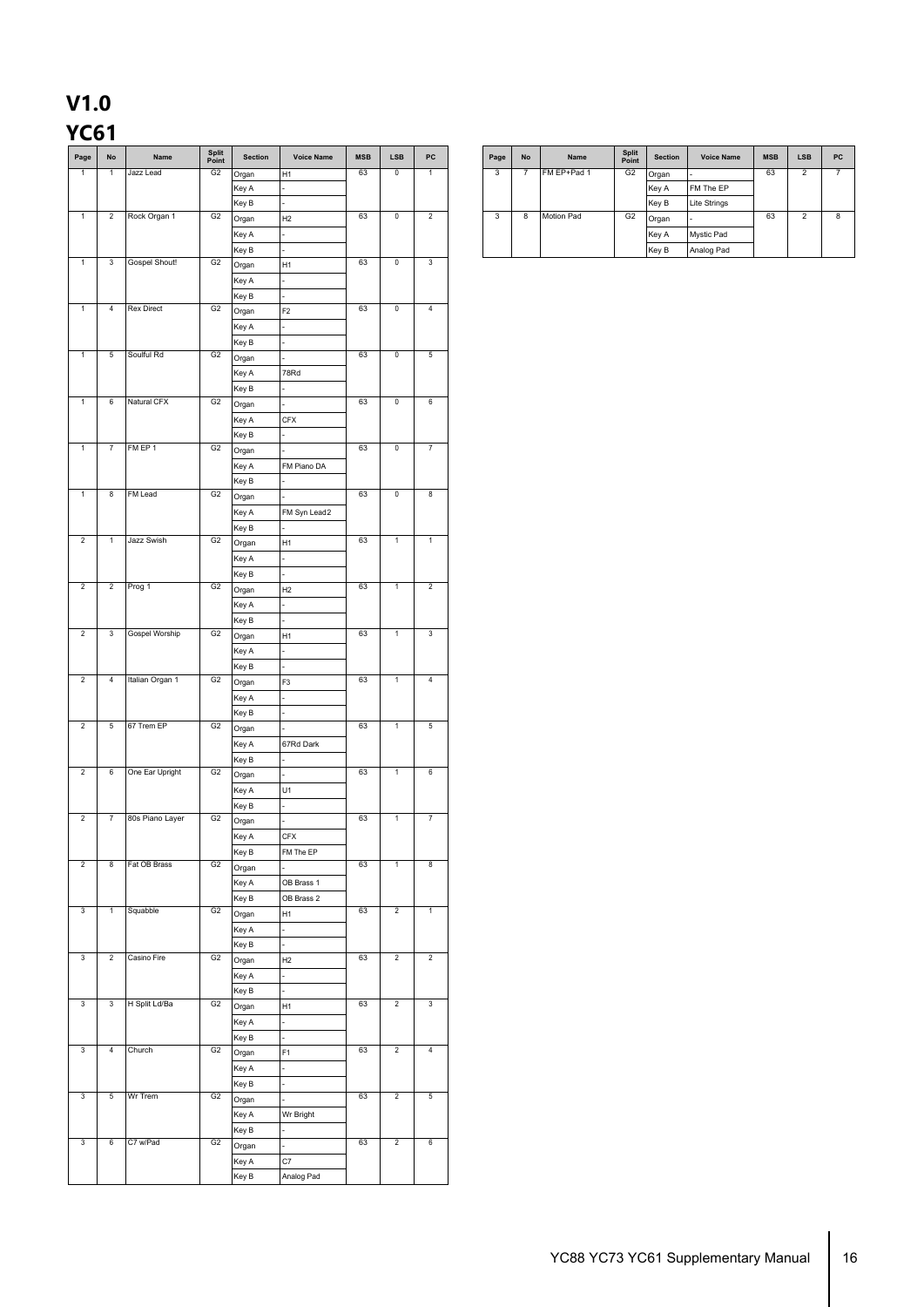# V1.0

## YC61

| Page | No | Name | Split Point | Section | Voice Name | MSB | LSB | PC |
|---|---|---|---|---|---|---|---|---|
| 1 | 1 | Jazz Lead | G2 | Organ | H1 | 63 | 0 | 1 |
| | | | | Key A | - | | | |
| | | | | Key B | - | | | |
| 1 | 2 | Rock Organ 1 | G2 | Organ | H2 | 63 | 0 | 2 |
| | | | | Key A | - | | | |
| | | | | Key B | - | | | |
| 1 | 3 | Gospel Shout! | G2 | Organ | H1 | 63 | 0 | 3 |
| | | | | Key A | - | | | |
| | | | | Key B | - | | | |
| 1 | 4 | Rex Direct | G2 | Organ | F2 | 63 | 0 | 4 |
| | | | | Key A | - | | | |
| | | | | Key B | - | | | |
| 1 | 5 | Soulful Rd | G2 | Organ | - | 63 | 0 | 5 |
| | | | | Key A | 78Rd | | | |
| | | | | Key B | - | | | |
| 1 | 6 | Natural CFX | G2 | Organ | - | 63 | 0 | 6 |
| | | | | Key A | CFX | | | |
| | | | | Key B | - | | | |
| 1 | 7 | FM EP 1 | G2 | Organ | - | 63 | 0 | 7 |
| | | | | Key A | FM Piano DA | | | |
| | | | | Key B | - | | | |
| 1 | 8 | FM Lead | G2 | Organ | - | 63 | 0 | 8 |
| | | | | Key A | FM Syn Lead2 | | | |
| | | | | Key B | - | | | |
| 2 | 1 | Jazz Swish | G2 | Organ | H1 | 63 | 1 | 1 |
| | | | | Key A | - | | | |
| | | | | Key B | - | | | |
| 2 | 2 | Prog 1 | G2 | Organ | H2 | 63 | 1 | 2 |
| | | | | Key A | - | | | |
| | | | | Key B | - | | | |
| 2 | 3 | Gospel Worship | G2 | Organ | H1 | 63 | 1 | 3 |
| | | | | Key A | - | | | |
| | | | | Key B | - | | | |
| 2 | 4 | Italian Organ 1 | G2 | Organ | F3 | 63 | 1 | 4 |
| | | | | Key A | - | | | |
| | | | | Key B | - | | | |
| 2 | 5 | 67 Trem EP | G2 | Organ | - | 63 | 1 | 5 |
| | | | | Key A | 67Rd Dark | | | |
| | | | | Key B | - | | | |
| 2 | 6 | One Ear Upright | G2 | Organ | - | 63 | 1 | 6 |
| | | | | Key A | U1 | | | |
| | | | | Key B | - | | | |
| 2 | 7 | 80s Piano Layer | G2 | Organ | - | 63 | 1 | 7 |
| | | | | Key A | CFX | | | |
| | | | | Key B | FM The EP | | | |
| 2 | 8 | Fat OB Brass | G2 | Organ | - | 63 | 1 | 8 |
| | | | | Key A | OB Brass 1 | | | |
| | | | | Key B | OB Brass 2 | | | |
| 3 | 1 | Squabble | G2 | Organ | H1 | 63 | 2 | 1 |
| | | | | Key A | - | | | |
| | | | | Key B | - | | | |
| 3 | 2 | Casino Fire | G2 | Organ | H2 | 63 | 2 | 2 |
| | | | | Key A | - | | | |
| | | | | Key B | - | | | |
| 3 | 3 | H Split Ld/Ba | G2 | Organ | H1 | 63 | 2 | 3 |
| | | | | Key A | - | | | |
| | | | | Key B | - | | | |
| 3 | 4 | Church | G2 | Organ | F1 | 63 | 2 | 4 |
| | | | | Key A | - | | | |
| | | | | Key B | - | | | |
| 3 | 5 | Wr Trem | G2 | Organ | - | 63 | 2 | 5 |
| | | | | Key A | Wr Bright | | | |
| | | | | Key B | - | | | |
| 3 | 6 | C7 w/Pad | G2 | Organ | - | 63 | 2 | 6 |
| | | | | Key A | C7 | | | |
| | | | | Key B | Analog Pad | | | |
| 3 | 7 | FM EP+Pad 1 | G2 | Organ | - | 63 | 2 | 7 |
| | | | | Key A | FM The EP | | | |
| | | | | Key B | Lite Strings | | | |
| 3 | 8 | Motion Pad | G2 | Organ | - | 63 | 2 | 8 |
| | | | | Key A | Mystic Pad | | | |
| | | | | Key B | Analog Pad | | | |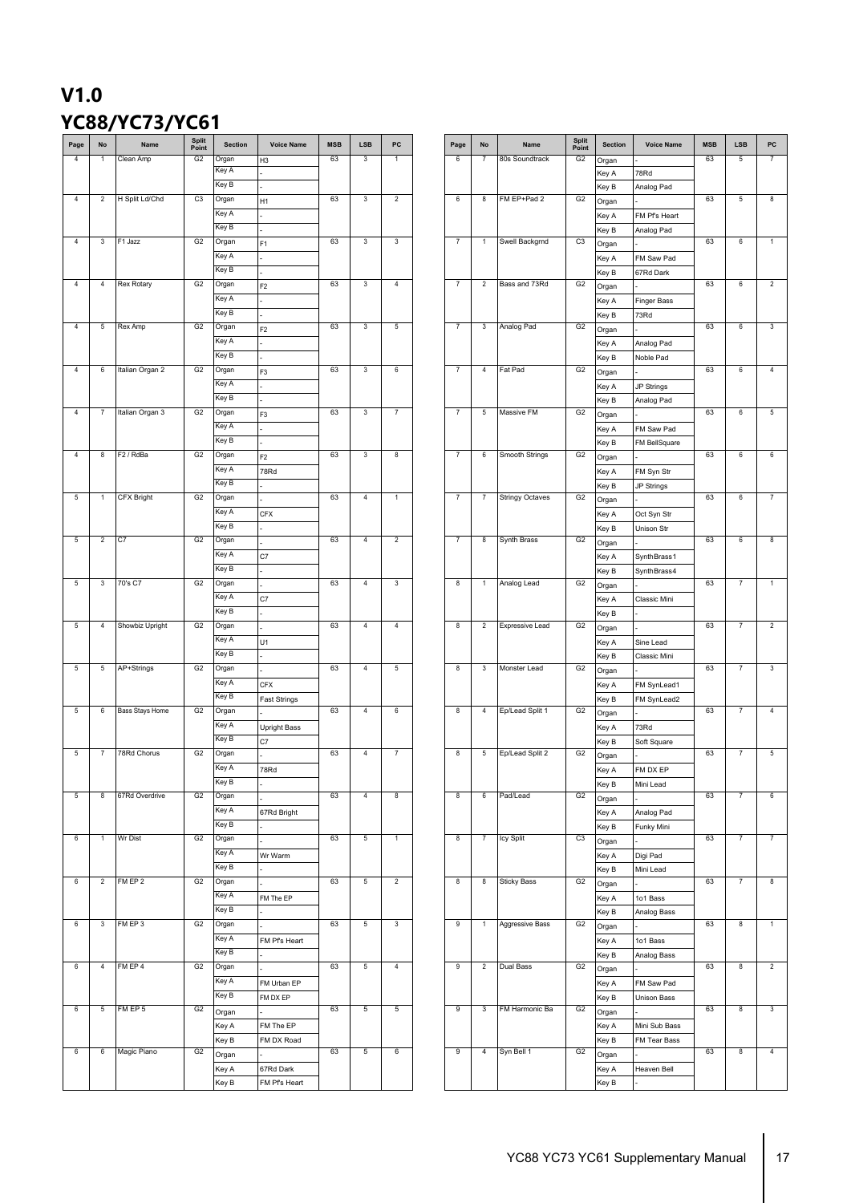# V1.0

# YC88/YC73/YC61

| Page | No | Name | Split Point | Section | Voice Name | MSB | LSB | PC |
|---|---|---|---|---|---|---|---|---|
| 4 | 1 | Clean Amp | G2 | Organ | H3 | 63 | 3 | 1 |
| | | | | Key A | - | | | |
| | | | | Key B | - | | | |
| 4 | 2 | H Split Ld/Chd | C3 | Organ | H1 | 63 | 3 | 2 |
| | | | | Key A | - | | | |
| | | | | Key B | - | | | |
| 4 | 3 | F1 Jazz | G2 | Organ | F1 | 63 | 3 | 3 |
| | | | | Key A | - | | | |
| | | | | Key B | - | | | |
| 4 | 4 | Rex Rotary | G2 | Organ | F2 | 63 | 3 | 4 |
| | | | | Key A | - | | | |
| | | | | Key B | - | | | |
| 4 | 5 | Rex Amp | G2 | Organ | F2 | 63 | 3 | 5 |
| | | | | Key A | - | | | |
| | | | | Key B | - | | | |
| 4 | 6 | Italian Organ 2 | G2 | Organ | F3 | 63 | 3 | 6 |
| | | | | Key A | - | | | |
| | | | | Key B | - | | | |
| 4 | 7 | Italian Organ 3 | G2 | Organ | F3 | 63 | 3 | 7 |
| | | | | Key A | - | | | |
| | | | | Key B | - | | | |
| 4 | 8 | F2 / RdBa | G2 | Organ | F2 | 63 | 3 | 8 |
| | | | | Key A | 78Rd | | | |
| | | | | Key B | - | | | |
| 5 | 1 | CFX Bright | G2 | Organ | - | 63 | 4 | 1 |
| | | | | Key A | CFX | | | |
| | | | | Key B | - | | | |
| 5 | 2 | C7 | G2 | Organ | - | 63 | 4 | 2 |
| | | | | Key A | C7 | | | |
| | | | | Key B | - | | | |
| 5 | 3 | 70's C7 | G2 | Organ | - | 63 | 4 | 3 |
| | | | | Key A | C7 | | | |
| | | | | Key B | - | | | |
| 5 | 4 | Showbiz Upright | G2 | Organ | - | 63 | 4 | 4 |
| | | | | Key A | U1 | | | |
| | | | | Key B | - | | | |
| 5 | 5 | AP+Strings | G2 | Organ | - | 63 | 4 | 5 |
| | | | | Key A | CFX | | | |
| | | | | Key B | Fast Strings | | | |
| 5 | 6 | Bass Stays Home | G2 | Organ | - | 63 | 4 | 6 |
| | | | | Key A | Upright Bass | | | |
| | | | | Key B | C7 | | | |
| 5 | 7 | 78Rd Chorus | G2 | Organ | - | 63 | 4 | 7 |
| | | | | Key A | 78Rd | | | |
| | | | | Key B | - | | | |
| 5 | 8 | 67Rd Overdrive | G2 | Organ | - | 63 | 4 | 8 |
| | | | | Key A | 67Rd Bright | | | |
| | | | | Key B | - | | | |
| 6 | 1 | Wr Dist | G2 | Organ | - | 63 | 5 | 1 |
| | | | | Key A | Wr Warm | | | |
| | | | | Key B | - | | | |
| 6 | 2 | FM EP 2 | G2 | Organ | - | 63 | 5 | 2 |
| | | | | Key A | FM The EP | | | |
| | | | | Key B | - | | | |
| 6 | 3 | FM EP 3 | G2 | Organ | - | 63 | 5 | 3 |
| | | | | Key A | FM Pf's Heart | | | |
| | | | | Key B | - | | | |
| 6 | 4 | FM EP 4 | G2 | Organ | - | 63 | 5 | 4 |
| | | | | Key A | FM Urban EP | | | |
| | | | | Key B | FM DX EP | | | |
| 6 | 5 | FM EP 5 | G2 | Organ | - | 63 | 5 | 5 |
| | | | | Key A | FM The EP | | | |
| | | | | Key B | FM DX Road | | | |
| 6 | 6 | Magic Piano | G2 | Organ | - | 63 | 5 | 6 |
| | | | | Key A | 67Rd Dark | | | |
| | | | | Key B | FM Pf's Heart | | | |
| 6 | 7 | 80s Soundtrack | G2 | Organ | - | 63 | 5 | 7 |
| | | | | Key A | 78Rd | | | |
| | | | | Key B | Analog Pad | | | |
| 6 | 8 | FM EP+Pad 2 | G2 | Organ | - | 63 | 5 | 8 |
| | | | | Key A | FM Pf's Heart | | | |
| | | | | Key B | Analog Pad | | | |
| 7 | 1 | Swell Backgrnd | C3 | Organ | - | 63 | 6 | 1 |
| | | | | Key A | FM Saw Pad | | | |
| | | | | Key B | 67Rd Dark | | | |
| 7 | 2 | Bass and 73Rd | G2 | Organ | - | 63 | 6 | 2 |
| | | | | Key A | Finger Bass | | | |
| | | | | Key B | 73Rd | | | |
| 7 | 3 | Analog Pad | G2 | Organ | - | 63 | 6 | 3 |
| | | | | Key A | Analog Pad | | | |
| | | | | Key B | Noble Pad | | | |
| 7 | 4 | Fat Pad | G2 | Organ | - | 63 | 6 | 4 |
| | | | | Key A | JP Strings | | | |
| | | | | Key B | Analog Pad | | | |
| 7 | 5 | Massive FM | G2 | Organ | - | 63 | 6 | 5 |
| | | | | Key A | FM Saw Pad | | | |
| | | | | Key B | FM BellSquare | | | |
| 7 | 6 | Smooth Strings | G2 | Organ | - | 63 | 6 | 6 |
| | | | | Key A | FM Syn Str | | | |
| | | | | Key B | JP Strings | | | |
| 7 | 7 | Stringy Octaves | G2 | Organ | - | 63 | 6 | 7 |
| | | | | Key A | Oct Syn Str | | | |
| | | | | Key B | Unison Str | | | |
| 7 | 8 | Synth Brass | G2 | Organ | - | 63 | 6 | 8 |
| | | | | Key A | SynthBrass1 | | | |
| | | | | Key B | SynthBrass4 | | | |
| 8 | 1 | Analog Lead | G2 | Organ | - | 63 | 7 | 1 |
| | | | | Key A | Classic Mini | | | |
| | | | | Key B | - | | | |
| 8 | 2 | Expressive Lead | G2 | Organ | - | 63 | 7 | 2 |
| | | | | Key A | Sine Lead | | | |
| | | | | Key B | Classic Mini | | | |
| 8 | 3 | Monster Lead | G2 | Organ | - | 63 | 7 | 3 |
| | | | | Key A | FM SynLead1 | | | |
| | | | | Key B | FM SynLead2 | | | |
| 8 | 4 | Ep/Lead Split 1 | G2 | Organ | - | 63 | 7 | 4 |
| | | | | Key A | 73Rd | | | |
| | | | | Key B | Soft Square | | | |
| 8 | 5 | Ep/Lead Split 2 | G2 | Organ | - | 63 | 7 | 5 |
| | | | | Key A | FM DX EP | | | |
| | | | | Key B | Mini Lead | | | |
| 8 | 6 | Pad/Lead | G2 | Organ | - | 63 | 7 | 6 |
| | | | | Key A | Analog Pad | | | |
| | | | | Key B | Funky Mini | | | |
| 8 | 7 | Icy Split | C3 | Organ | - | 63 | 7 | 7 |
| | | | | Key A | Digi Pad | | | |
| | | | | Key B | Mini Lead | | | |
| 8 | 8 | Sticky Bass | G2 | Organ | - | 63 | 7 | 8 |
| | | | | Key A | 1o1 Bass | | | |
| | | | | Key B | Analog Bass | | | |
| 9 | 1 | Aggressive Bass | G2 | Organ | - | 63 | 8 | 1 |
| | | | | Key A | 1o1 Bass | | | |
| | | | | Key B | Analog Bass | | | |
| 9 | 2 | Dual Bass | G2 | Organ | - | 63 | 8 | 2 |
| | | | | Key A | FM Saw Pad | | | |
| | | | | Key B | Unison Bass | | | |
| 9 | 3 | FM Harmonic Ba | G2 | Organ | - | 63 | 8 | 3 |
| | | | | Key A | Mini Sub Bass | | | |
| | | | | Key B | FM Tear Bass | | | |
| 9 | 4 | Syn Bell 1 | G2 | Organ | - | 63 | 8 | 4 |
| | | | | Key A | Heaven Bell | | | |
| | | | | Key B | - | | | |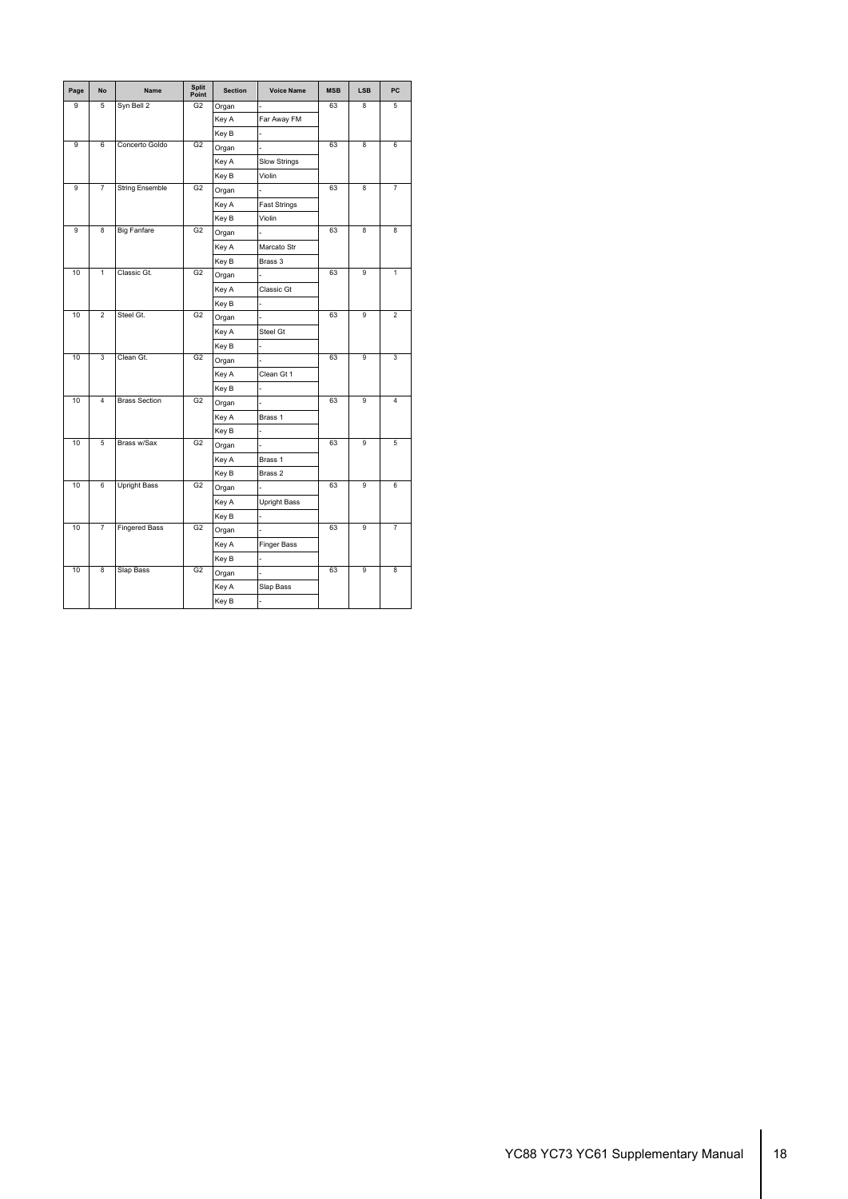| Page | No | Name | Split Point | Section | Voice Name | MSB | LSB | PC |
|---|---|---|---|---|---|---|---|---|
| 9 | 5 | Syn Bell 2 | G2 | Organ | - | 63 | 8 | 5 |
| | | | | Key A | Far Away FM | | | |
| | | | | Key B | - | | | |
| 9 | 6 | Concerto Goldo | G2 | Organ | - | 63 | 8 | 6 |
| | | | | Key A | Slow Strings | | | |
| | | | | Key B | Violin | | | |
| 9 | 7 | String Ensemble | G2 | Organ | - | 63 | 8 | 7 |
| | | | | Key A | Fast Strings | | | |
| | | | | Key B | Violin | | | |
| 9 | 8 | Big Fanfare | G2 | Organ | - | 63 | 8 | 8 |
| | | | | Key A | Marcato Str | | | |
| | | | | Key B | Brass 3 | | | |
| 10 | 1 | Classic Gt. | G2 | Organ | - | 63 | 9 | 1 |
| | | | | Key A | Classic Gt | | | |
| | | | | Key B | - | | | |
| 10 | 2 | Steel Gt. | G2 | Organ | - | 63 | 9 | 2 |
| | | | | Key A | Steel Gt | | | |
| | | | | Key B | - | | | |
| 10 | 3 | Clean Gt. | G2 | Organ | - | 63 | 9 | 3 |
| | | | | Key A | Clean Gt 1 | | | |
| | | | | Key B | - | | | |
| 10 | 4 | Brass Section | G2 | Organ | - | 63 | 9 | 4 |
| | | | | Key A | Brass 1 | | | |
| | | | | Key B | - | | | |
| 10 | 5 | Brass w/Sax | G2 | Organ | - | 63 | 9 | 5 |
| | | | | Key A | Brass 1 | | | |
| | | | | Key B | Brass 2 | | | |
| 10 | 6 | Upright Bass | G2 | Organ | - | 63 | 9 | 6 |
| | | | | Key A | Upright Bass | | | |
| | | | | Key B | - | | | |
| 10 | 7 | Fingered Bass | G2 | Organ | - | 63 | 9 | 7 |
| | | | | Key A | Finger Bass | | | |
| | | | | Key B | - | | | |
| 10 | 8 | Slap Bass | G2 | Organ | - | 63 | 9 | 8 |
| | | | | Key A | Slap Bass | | | |
| | | | | Key B | - | | | |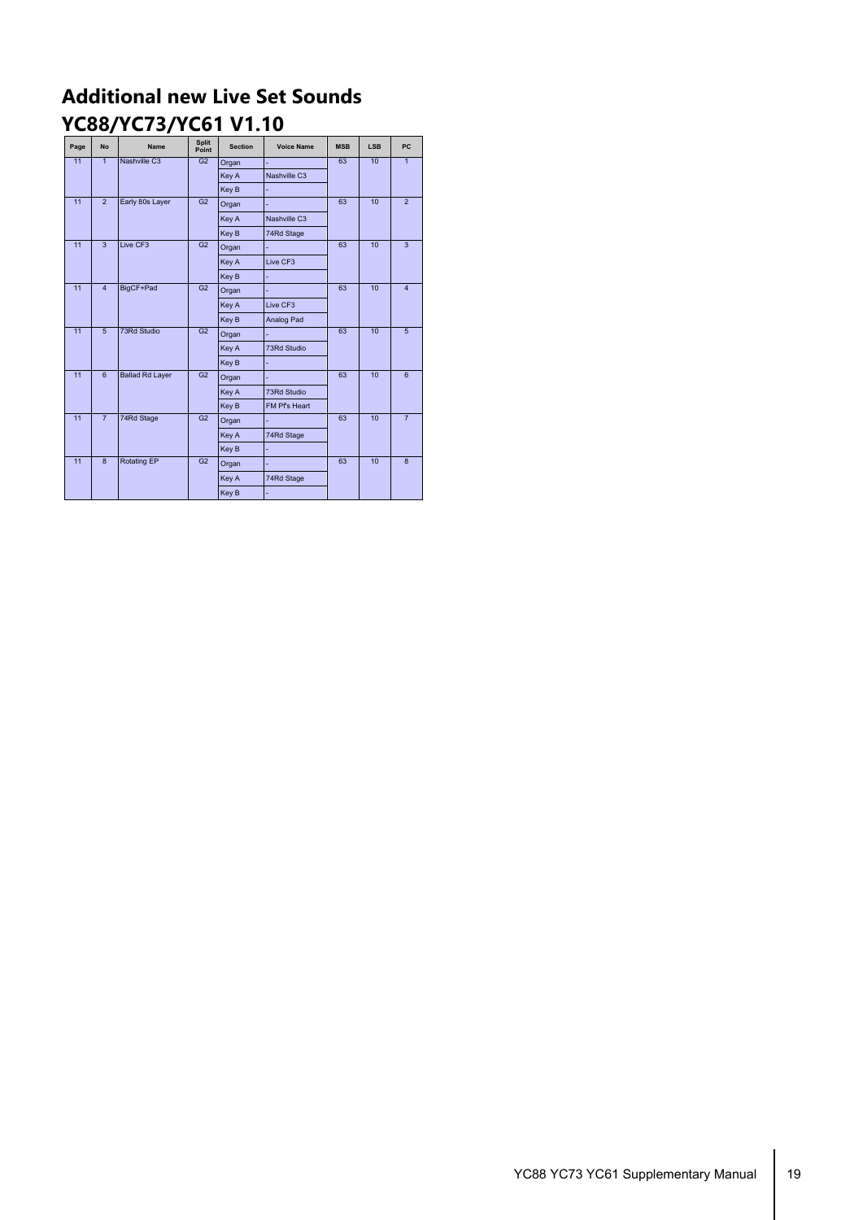# Additional new Live Set Sounds

# YC88/YC73/YC61 V1.10

| Page | No | Name | Split Point | Section | Voice Name | MSB | LSB | PC |
|---|---|---|---|---|---|---|---|---|
| 11 | 1 | Nashville C3 | G2 | Organ | - | 63 | 10 | 1 |
| | | | | Key A | Nashville C3 | | | |
| | | | | Key B | - | | | |
| 11 | 2 | Early 80s Layer | G2 | Organ | - | 63 | 10 | 2 |
| | | | | Key A | Nashville C3 | | | |
| | | | | Key B | 74Rd Stage | | | |
| 11 | 3 | Live CF3 | G2 | Organ | - | 63 | 10 | 3 |
| | | | | Key A | Live CF3 | | | |
| | | | | Key B | - | | | |
| 11 | 4 | BigCF+Pad | G2 | Organ | - | 63 | 10 | 4 |
| | | | | Key A | Live CF3 | | | |
| | | | | Key B | Analog Pad | | | |
| 11 | 5 | 73Rd Studio | G2 | Organ | - | 63 | 10 | 5 |
| | | | | Key A | 73Rd Studio | | | |
| | | | | Key B | - | | | |
| 11 | 6 | Ballad Rd Layer | G2 | Organ | - | 63 | 10 | 6 |
| | | | | Key A | 73Rd Studio | | | |
| | | | | Key B | FM Pf's Heart | | | |
| 11 | 7 | 74Rd Stage | G2 | Organ | - | 63 | 10 | 7 |
| | | | | Key A | 74Rd Stage | | | |
| | | | | Key B | - | | | |
| 11 | 8 | Rotating EP | G2 | Organ | - | 63 | 10 | 8 |
| | | | | Key A | 74Rd Stage | | | |
| | | | | Key B | - | | | |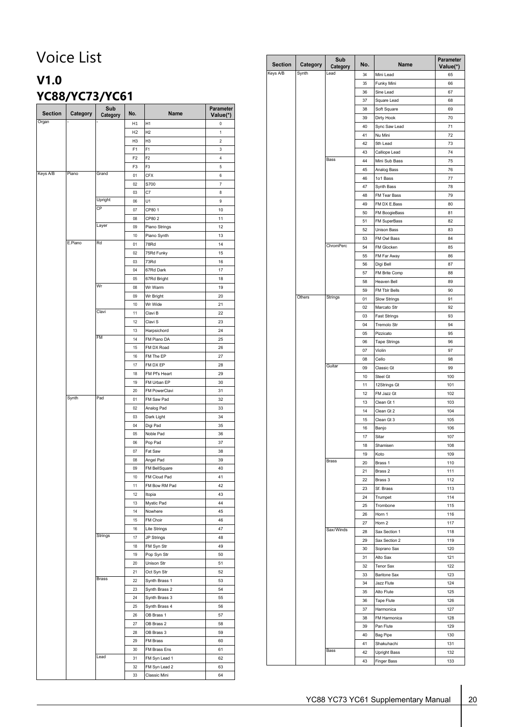# Voice List

## V1.0

## YC88/YC73/YC61

| Section | Category | Sub Category | No. | Name | Parameter Value(*) |
|---|---|---|---|---|---|
| Organ | - | - | H1 | H1 | 0 |
| | | | H2 | H2 | 1 |
| | | | H3 | H3 | 2 |
| | | | F1 | F1 | 3 |
| | | | F2 | F2 | 4 |
| | | | F3 | F3 | 5 |
| Keys A/B | Piano | Grand | 01 | CFX | 6 |
| | | | 02 | S700 | 7 |
| | | | 03 | C7 | 8 |
| | | Upright | 06 | U1 | 9 |
| | | CP | 07 | CP80 1 | 10 |
| | | | 08 | CP80 2 | 11 |
| | | Layer | 09 | Piano Strings | 12 |
| | | | 10 | Piano Synth | 13 |
| | E.Piano | Rd | 01 | 78Rd | 14 |
| | | | 02 | 75Rd Funky | 15 |
| | | | 03 | 73Rd | 16 |
| | | | 04 | 67Rd Dark | 17 |
| | | | 05 | 67Rd Bright | 18 |
| | | Wr | 08 | Wr Warm | 19 |
| | | | 09 | Wr Bright | 20 |
| | | | 10 | Wr Wide | 21 |
| | | Clavi | 11 | Clavi B | 22 |
| | | | 12 | Clavi S | 23 |
| | | | 13 | Harpsichord | 24 |
| | | FM | 14 | FM Piano DA | 25 |
| | | | 15 | FM DX Road | 26 |
| | | | 16 | FM The EP | 27 |
| | | | 17 | FM DX EP | 28 |
| | | | 18 | FM Pf's Heart | 29 |
| | | | 19 | FM Urban EP | 30 |
| | | | 20 | FM PowerClavi | 31 |
| | Synth | Pad | 01 | FM Saw Pad | 32 |
| | | | 02 | Analog Pad | 33 |
| | | | 03 | Dark Light | 34 |
| | | | 04 | Digi Pad | 35 |
| | | | 05 | Noble Pad | 36 |
| | | | 06 | Pop Pad | 37 |
| | | | 07 | Fat Saw | 38 |
| | | | 08 | Angel Pad | 39 |
| | | | 09 | FM BellSquare | 40 |
| | | | 10 | FM Cloud Pad | 41 |
| | | | 11 | FM Bow RM Pad | 42 |
| | | | 12 | Itopia | 43 |
| | | | 13 | Mystic Pad | 44 |
| | | | 14 | Nowhere | 45 |
| | | | 15 | FM Choir | 46 |
| | | | 16 | Lite Strings | 47 |
| | | Strings | 17 | JP Strings | 48 |
| | | | 18 | FM Syn Str | 49 |
| | | | 19 | Pop Syn Str | 50 |
| | | | 20 | Unison Str | 51 |
| | | | 21 | Oct Syn Str | 52 |
| | | Brass | 22 | Synth Brass 1 | 53 |
| | | | 23 | Synth Brass 2 | 54 |
| | | | 24 | Synth Brass 3 | 55 |
| | | | 25 | Synth Brass 4 | 56 |
| | | | 26 | OB Brass 1 | 57 |
| | | | 27 | OB Brass 2 | 58 |
| | | | 28 | OB Brass 3 | 59 |
| | | | 29 | FM Brass | 60 |
| | | | 30 | FM Brass Ens | 61 |
| | | Lead | 31 | FM Syn Lead 1 | 62 |
| | | | 32 | FM Syn Lead 2 | 63 |
| | | | 33 | Classic Mini | 64 |
| Keys A/B | Synth | Lead | 34 | Mini Lead | 65 |
| | | | 35 | Funky Mini | 66 |
| | | | 36 | Sine Lead | 67 |
| | | | 37 | Square Lead | 68 |
| | | | 38 | Soft Square | 69 |
| | | | 39 | Dirty Hook | 70 |
| | | | 40 | Sync Saw Lead | 71 |
| | | | 41 | Nu Mini | 72 |
| | | | 42 | 5th Lead | 73 |
| | | | 43 | Calliope Lead | 74 |
| | | Bass | 44 | Mini Sub Bass | 75 |
| | | | 45 | Analog Bass | 76 |
| | | | 46 | 1o1 Bass | 77 |
| | | | 47 | Synth Bass | 78 |
| | | | 48 | FM Tear Bass | 79 |
| | | | 49 | FM DX E.Bass | 80 |
| | | | 50 | FM BoogieBass | 81 |
| | | | 51 | FM SuperBass | 82 |
| | | | 52 | Unison Bass | 83 |
| | | | 53 | FM Owl Bass | 84 |
| | | ChromPerc | 54 | FM Glocken | 85 |
| | | | 55 | FM Far Away | 86 |
| | | | 56 | Digi Bell | 87 |
| | | | 57 | FM Brite Comp | 88 |
| | | | 58 | Heaven Bell | 89 |
| | | | 59 | FM Tblr Bells | 90 |
| | Others | Strings | 01 | Slow Strings | 91 |
| | | | 02 | Marcato Str | 92 |
| | | | 03 | Fast Strings | 93 |
| | | | 04 | Tremolo Str | 94 |
| | | | 05 | Pizzicato | 95 |
| | | | 06 | Tape Strings | 96 |
| | | | 07 | Violin | 97 |
| | | | 08 | Cello | 98 |
| | | Guitar | 09 | Classic Gt | 99 |
| | | | 10 | Steel Gt | 100 |
| | | | 11 | 12Strings Gt | 101 |
| | | | 12 | FM Jazz Gt | 102 |
| | | | 13 | Clean Gt 1 | 103 |
| | | | 14 | Clean Gt 2 | 104 |
| | | | 15 | Clean Gt 3 | 105 |
| | | | 16 | Banjo | 106 |
| | | | 17 | Sitar | 107 |
| | | | 18 | Shamisen | 108 |
| | | | 19 | Koto | 109 |
| | | Brass | 20 | Brass 1 | 110 |
| | | | 21 | Brass 2 | 111 |
| | | | 22 | Brass 3 | 112 |
| | | | 23 | Sf. Brass | 113 |
| | | | 24 | Trumpet | 114 |
| | | | 25 | Trombone | 115 |
| | | | 26 | Horn 1 | 116 |
| | | | 27 | Horn 2 | 117 |
| | | Sax/Winds | 28 | Sax Section 1 | 118 |
| | | | 29 | Sax Section 2 | 119 |
| | | | 30 | Soprano Sax | 120 |
| | | | 31 | Alto Sax | 121 |
| | | | 32 | Tenor Sax | 122 |
| | | | 33 | Baritone Sax | 123 |
| | | | 34 | Jazz Flute | 124 |
| | | | 35 | Alto Flute | 125 |
| | | | 36 | Tape Flute | 126 |
| | | | 37 | Harmonica | 127 |
| | | | 38 | FM Harmonica | 128 |
| | | | 39 | Pan Flute | 129 |
| | | | 40 | Bag Pipe | 130 |
| | | | 41 | Shakuhachi | 131 |
| | | Bass | 42 | Upright Bass | 132 |
| | | | 43 | Finger Bass | 133 |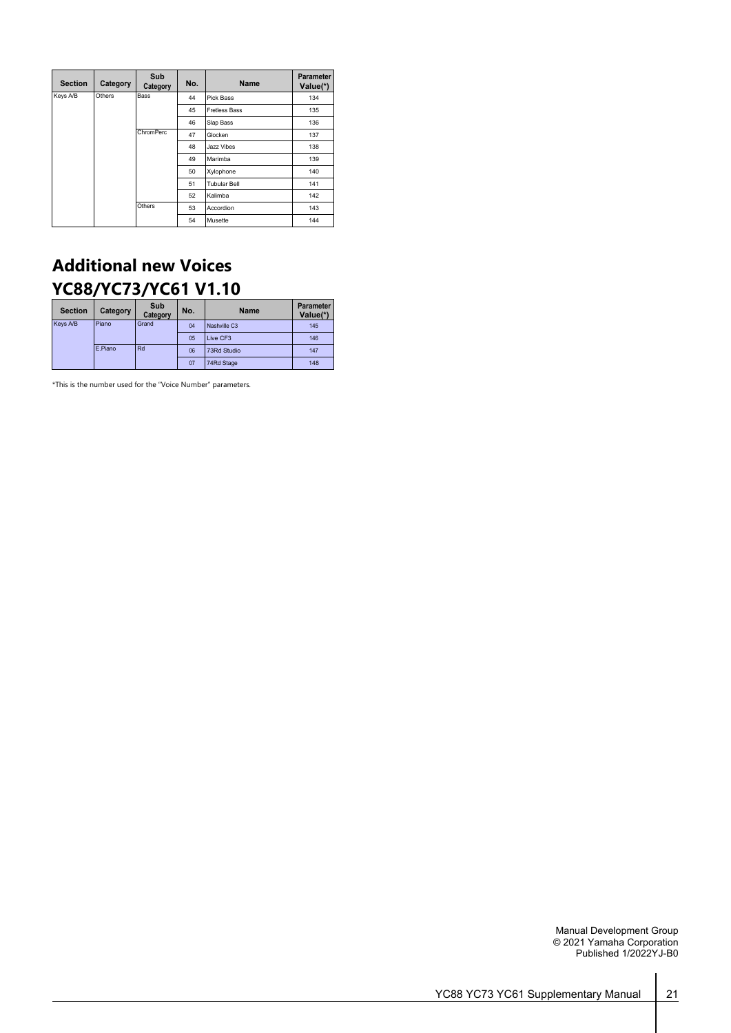| Section | Category | Sub Category | No. | Name | Parameter Value(*) |
|---|---|---|---|---|---|
| Keys A/B | Others | Bass | 44 | Pick Bass | 134 |
| | | | 45 | Fretless Bass | 135 |
| | | | 46 | Slap Bass | 136 |
| | | ChromPerc | 47 | Glocken | 137 |
| | | | 48 | Jazz Vibes | 138 |
| | | | 49 | Marimba | 139 |
| | | | 50 | Xylophone | 140 |
| | | | 51 | Tubular Bell | 141 |
| | | | 52 | Kalimba | 142 |
| | | Others | 53 | Accordion | 143 |
| | | | 54 | Musette | 144 |

## Additional new Voices YC88/YC73/YC61 V1.10

| Section | Category | Sub Category | No. | Name | Parameter Value(*) |
|---|---|---|---|---|---|
| Keys A/B | Piano | Grand | 04 | Nashville C3 | 145 |
| | | | 05 | Live CF3 | 146 |
| | E.Piano | Rd | 06 | 73Rd Studio | 147 |
| | | | 07 | 74Rd Stage | 148 |

*This is the number used for the "Voice Number" parameters.

Manual Development Group
© 2021 Yamaha Corporation
Published 1/2022YJ-B0